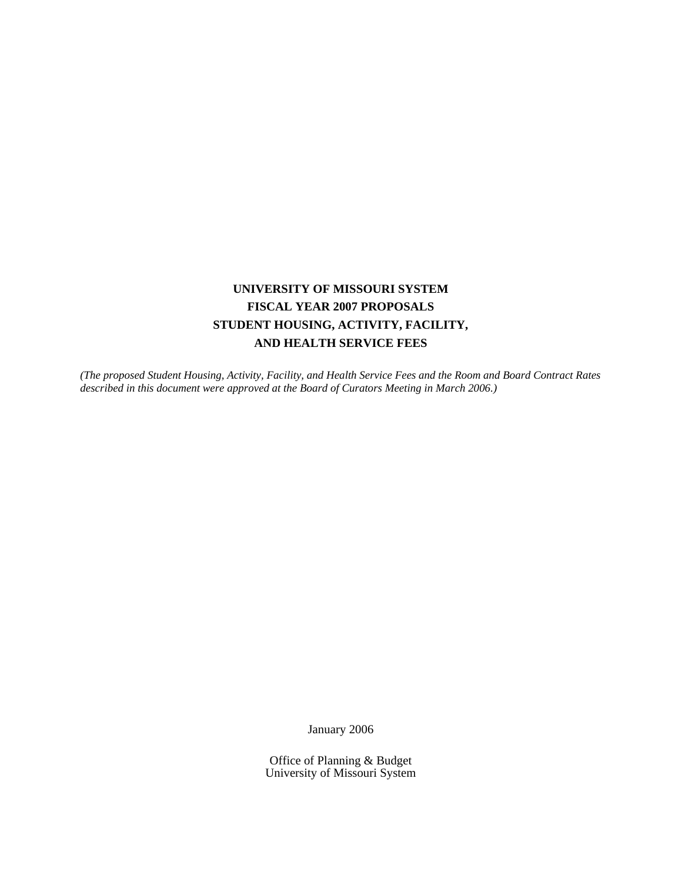# UNIVERSITY OF MISSOURI SYSTEM
# FISCAL YEAR 2007 PROPOSALS
# STUDENT HOUSING, ACTIVITY, FACILITY, AND HEALTH SERVICE FEES

*(The proposed Student Housing, Activity, Facility, and Health Service Fees and the Room and Board Contract Rates described in this document were approved at the Board of Curators Meeting in March 2006.)*

January 2006

Office of Planning & Budget
University of Missouri System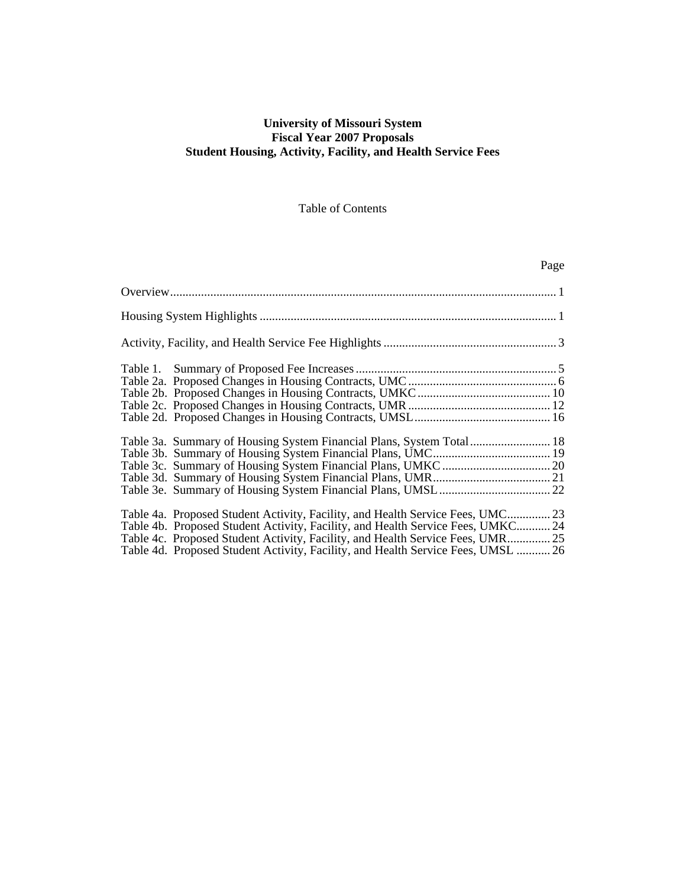**University of Missouri System**
**Fiscal Year 2007 Proposals**
**Student Housing, Activity, Facility, and Health Service Fees**

Table of Contents

| | Page |
|---|---|
| Overview | 1 |
| Housing System Highlights | 1 |
| Activity, Facility, and Health Service Fee Highlights | 3 |
| Table 1. Summary of Proposed Fee Increases | 5 |
| Table 2a. Proposed Changes in Housing Contracts, UMC | 6 |
| Table 2b. Proposed Changes in Housing Contracts, UMKC | 10 |
| Table 2c. Proposed Changes in Housing Contracts, UMR | 12 |
| Table 2d. Proposed Changes in Housing Contracts, UMSL | 16 |
| Table 3a. Summary of Housing System Financial Plans, System Total | 18 |
| Table 3b. Summary of Housing System Financial Plans, UMC | 19 |
| Table 3c. Summary of Housing System Financial Plans, UMKC | 20 |
| Table 3d. Summary of Housing System Financial Plans, UMR | 21 |
| Table 3e. Summary of Housing System Financial Plans, UMSL | 22 |
| Table 4a. Proposed Student Activity, Facility, and Health Service Fees, UMC | 23 |
| Table 4b. Proposed Student Activity, Facility, and Health Service Fees, UMKC | 24 |
| Table 4c. Proposed Student Activity, Facility, and Health Service Fees, UMR | 25 |
| Table 4d. Proposed Student Activity, Facility, and Health Service Fees, UMSL | 26 |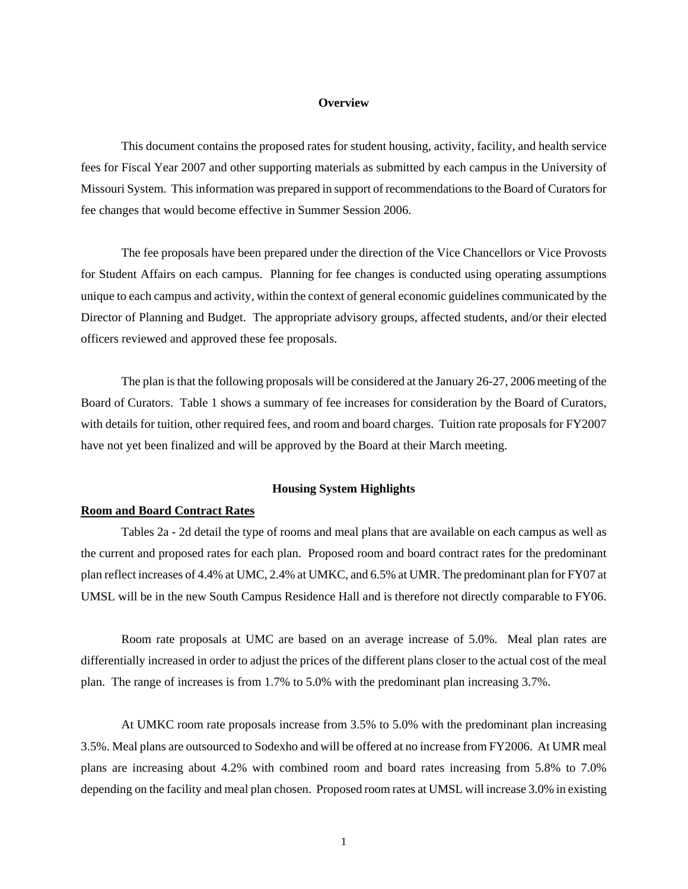## Overview

This document contains the proposed rates for student housing, activity, facility, and health service fees for Fiscal Year 2007 and other supporting materials as submitted by each campus in the University of Missouri System. This information was prepared in support of recommendations to the Board of Curators for fee changes that would become effective in Summer Session 2006.

The fee proposals have been prepared under the direction of the Vice Chancellors or Vice Provosts for Student Affairs on each campus. Planning for fee changes is conducted using operating assumptions unique to each campus and activity, within the context of general economic guidelines communicated by the Director of Planning and Budget. The appropriate advisory groups, affected students, and/or their elected officers reviewed and approved these fee proposals.

The plan is that the following proposals will be considered at the January 26-27, 2006 meeting of the Board of Curators. Table 1 shows a summary of fee increases for consideration by the Board of Curators, with details for tuition, other required fees, and room and board charges. Tuition rate proposals for FY2007 have not yet been finalized and will be approved by the Board at their March meeting.

## Housing System Highlights

**Room and Board Contract Rates**

Tables 2a - 2d detail the type of rooms and meal plans that are available on each campus as well as the current and proposed rates for each plan. Proposed room and board contract rates for the predominant plan reflect increases of 4.4% at UMC, 2.4% at UMKC, and 6.5% at UMR. The predominant plan for FY07 at UMSL will be in the new South Campus Residence Hall and is therefore not directly comparable to FY06.

Room rate proposals at UMC are based on an average increase of 5.0%. Meal plan rates are differentially increased in order to adjust the prices of the different plans closer to the actual cost of the meal plan. The range of increases is from 1.7% to 5.0% with the predominant plan increasing 3.7%.

At UMKC room rate proposals increase from 3.5% to 5.0% with the predominant plan increasing 3.5%. Meal plans are outsourced to Sodexho and will be offered at no increase from FY2006. At UMR meal plans are increasing about 4.2% with combined room and board rates increasing from 5.8% to 7.0% depending on the facility and meal plan chosen. Proposed room rates at UMSL will increase 3.0% in existing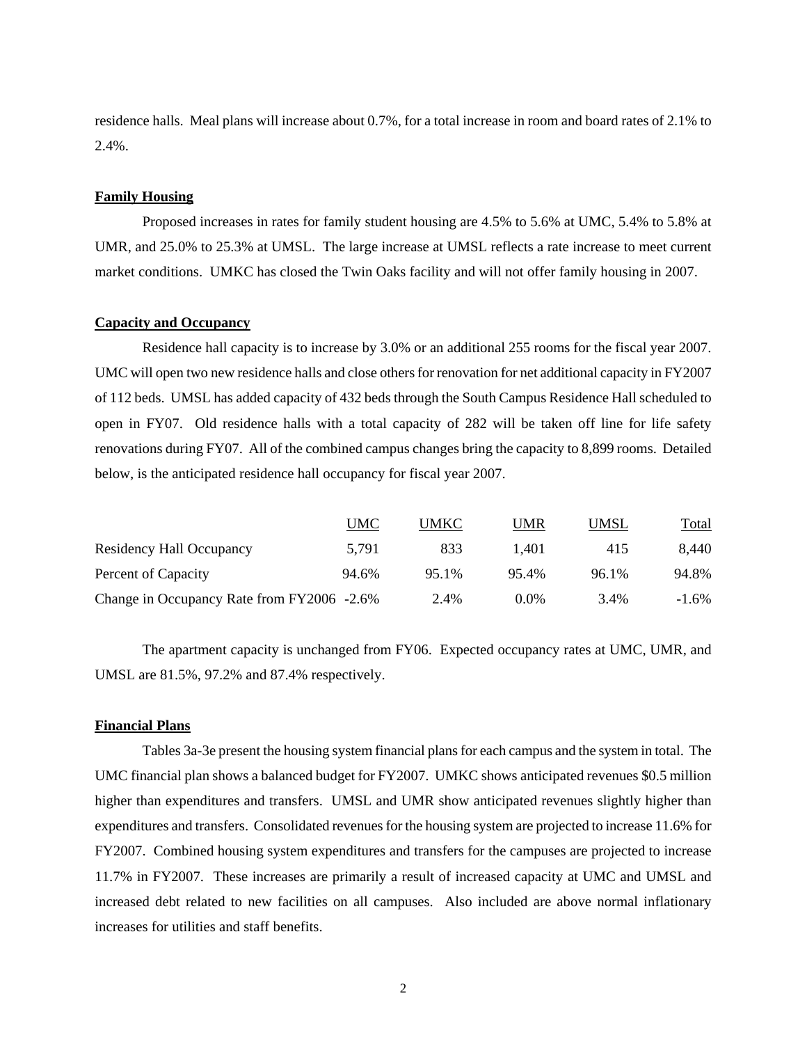residence halls. Meal plans will increase about 0.7%, for a total increase in room and board rates of 2.1% to 2.4%.

**Family Housing**

Proposed increases in rates for family student housing are 4.5% to 5.6% at UMC, 5.4% to 5.8% at UMR, and 25.0% to 25.3% at UMSL. The large increase at UMSL reflects a rate increase to meet current market conditions. UMKC has closed the Twin Oaks facility and will not offer family housing in 2007.

**Capacity and Occupancy**

Residence hall capacity is to increase by 3.0% or an additional 255 rooms for the fiscal year 2007. UMC will open two new residence halls and close others for renovation for net additional capacity in FY2007 of 112 beds. UMSL has added capacity of 432 beds through the South Campus Residence Hall scheduled to open in FY07. Old residence halls with a total capacity of 282 will be taken off line for life safety renovations during FY07. All of the combined campus changes bring the capacity to 8,899 rooms. Detailed below, is the anticipated residence hall occupancy for fiscal year 2007.

| | UMC | UMKC | UMR | UMSL | Total |
|---|---|---|---|---|---|
| Residency Hall Occupancy | 5,791 | 833 | 1,401 | 415 | 8,440 |
| Percent of Capacity | 94.6% | 95.1% | 95.4% | 96.1% | 94.8% |
| Change in Occupancy Rate from FY2006 | -2.6% | 2.4% | 0.0% | 3.4% | -1.6% |

The apartment capacity is unchanged from FY06. Expected occupancy rates at UMC, UMR, and UMSL are 81.5%, 97.2% and 87.4% respectively.

**Financial Plans**

Tables 3a-3e present the housing system financial plans for each campus and the system in total. The UMC financial plan shows a balanced budget for FY2007. UMKC shows anticipated revenues $0.5 million higher than expenditures and transfers. UMSL and UMR show anticipated revenues slightly higher than expenditures and transfers. Consolidated revenues for the housing system are projected to increase 11.6% for FY2007. Combined housing system expenditures and transfers for the campuses are projected to increase 11.7% in FY2007. These increases are primarily a result of increased capacity at UMC and UMSL and increased debt related to new facilities on all campuses. Also included are above normal inflationary increases for utilities and staff benefits.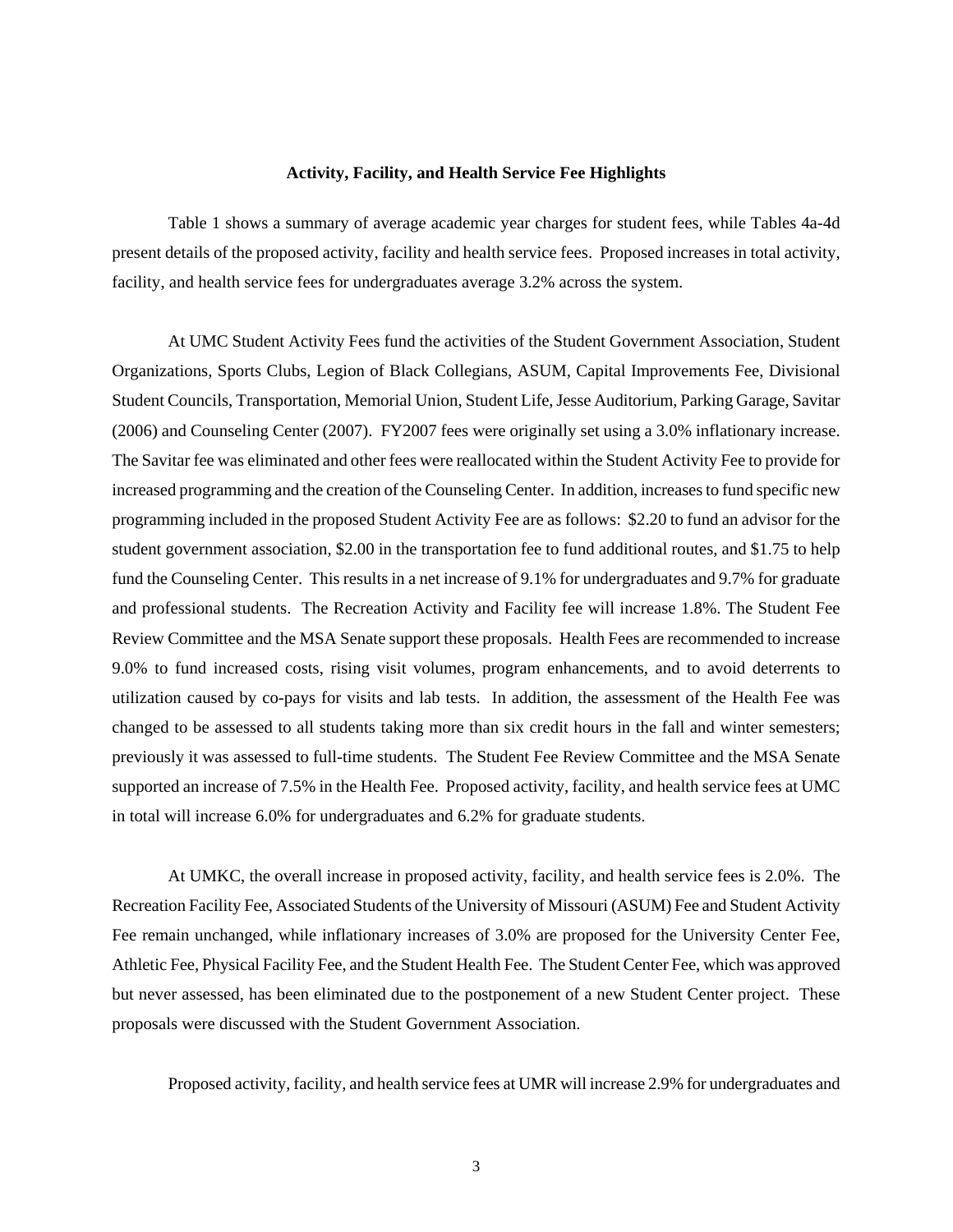### Activity, Facility, and Health Service Fee Highlights

Table 1 shows a summary of average academic year charges for student fees, while Tables 4a-4d present details of the proposed activity, facility and health service fees. Proposed increases in total activity, facility, and health service fees for undergraduates average 3.2% across the system.

At UMC Student Activity Fees fund the activities of the Student Government Association, Student Organizations, Sports Clubs, Legion of Black Collegians, ASUM, Capital Improvements Fee, Divisional Student Councils, Transportation, Memorial Union, Student Life, Jesse Auditorium, Parking Garage, Savitar (2006) and Counseling Center (2007). FY2007 fees were originally set using a 3.0% inflationary increase. The Savitar fee was eliminated and other fees were reallocated within the Student Activity Fee to provide for increased programming and the creation of the Counseling Center. In addition, increases to fund specific new programming included in the proposed Student Activity Fee are as follows: $2.20 to fund an advisor for the student government association, $2.00 in the transportation fee to fund additional routes, and $1.75 to help fund the Counseling Center. This results in a net increase of 9.1% for undergraduates and 9.7% for graduate and professional students. The Recreation Activity and Facility fee will increase 1.8%. The Student Fee Review Committee and the MSA Senate support these proposals. Health Fees are recommended to increase 9.0% to fund increased costs, rising visit volumes, program enhancements, and to avoid deterrents to utilization caused by co-pays for visits and lab tests. In addition, the assessment of the Health Fee was changed to be assessed to all students taking more than six credit hours in the fall and winter semesters; previously it was assessed to full-time students. The Student Fee Review Committee and the MSA Senate supported an increase of 7.5% in the Health Fee. Proposed activity, facility, and health service fees at UMC in total will increase 6.0% for undergraduates and 6.2% for graduate students.

At UMKC, the overall increase in proposed activity, facility, and health service fees is 2.0%. The Recreation Facility Fee, Associated Students of the University of Missouri (ASUM) Fee and Student Activity Fee remain unchanged, while inflationary increases of 3.0% are proposed for the University Center Fee, Athletic Fee, Physical Facility Fee, and the Student Health Fee. The Student Center Fee, which was approved but never assessed, has been eliminated due to the postponement of a new Student Center project. These proposals were discussed with the Student Government Association.

Proposed activity, facility, and health service fees at UMR will increase 2.9% for undergraduates and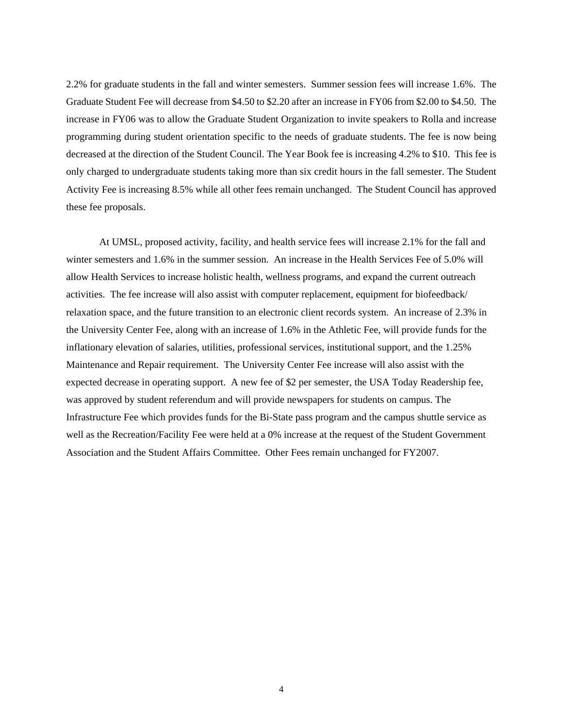2.2% for graduate students in the fall and winter semesters. Summer session fees will increase 1.6%. The Graduate Student Fee will decrease from $4.50 to $2.20 after an increase in FY06 from $2.00 to $4.50. The increase in FY06 was to allow the Graduate Student Organization to invite speakers to Rolla and increase programming during student orientation specific to the needs of graduate students. The fee is now being decreased at the direction of the Student Council. The Year Book fee is increasing 4.2% to $10. This fee is only charged to undergraduate students taking more than six credit hours in the fall semester. The Student Activity Fee is increasing 8.5% while all other fees remain unchanged. The Student Council has approved these fee proposals.

At UMSL, proposed activity, facility, and health service fees will increase 2.1% for the fall and winter semesters and 1.6% in the summer session. An increase in the Health Services Fee of 5.0% will allow Health Services to increase holistic health, wellness programs, and expand the current outreach activities. The fee increase will also assist with computer replacement, equipment for biofeedback/ relaxation space, and the future transition to an electronic client records system. An increase of 2.3% in the University Center Fee, along with an increase of 1.6% in the Athletic Fee, will provide funds for the inflationary elevation of salaries, utilities, professional services, institutional support, and the 1.25% Maintenance and Repair requirement. The University Center Fee increase will also assist with the expected decrease in operating support. A new fee of $2 per semester, the USA Today Readership fee, was approved by student referendum and will provide newspapers for students on campus. The Infrastructure Fee which provides funds for the Bi-State pass program and the campus shuttle service as well as the Recreation/Facility Fee were held at a 0% increase at the request of the Student Government Association and the Student Affairs Committee. Other Fees remain unchanged for FY2007.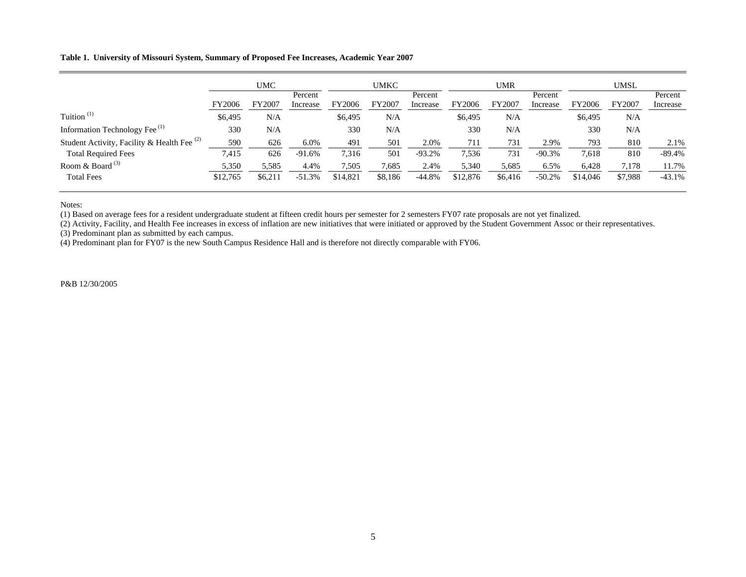**Table 1. University of Missouri System, Summary of Proposed Fee Increases, Academic Year 2007**

| | UMC | | | UMKC | | | UMR | | | UMSL | | |
|---|---|---|---|---|---|---|---|---|---|---|---|---|
| | FY2006 | FY2007 | Percent Increase | FY2006 | FY2007 | Percent Increase | FY2006 | FY2007 | Percent Increase | FY2006 | FY2007 | Percent Increase |
| Tuition [(1)] | $6,495 | N/A | | $6,495 | N/A | | $6,495 | N/A | | $6,495 | N/A | |
| Information Technology Fee [(1)] | 330 | N/A | | 330 | N/A | | 330 | N/A | | 330 | N/A | |
| Student Activity, Facility & Health Fee [(2)] | 590 | 626 | 6.0% | 491 | 501 | 2.0% | 711 | 731 | 2.9% | 793 | 810 | 2.1% |
| Total Required Fees | 7,415 | 626 | -91.6% | 7,316 | 501 | -93.2% | 7,536 | 731 | -90.3% | 7,618 | 810 | -89.4% |
| Room & Board [(3)] | 5,350 | 5,585 | 4.4% | 7,505 | 7,685 | 2.4% | 5,340 | 5,685 | 6.5% | 6,428 | 7,178 | 11.7% |
| Total Fees | $12,765 | $6,211 | -51.3% | $14,821 | $8,186 | -44.8% | $12,876 | $6,416 | -50.2% | $14,046 | $7,988 | -43.1% |

Notes:

(1) Based on average fees for a resident undergraduate student at fifteen credit hours per semester for 2 semesters FY07 rate proposals are not yet finalized.

(2) Activity, Facility, and Health Fee increases in excess of inflation are new initiatives that were initiated or approved by the Student Government Assoc or their representatives.

(3) Predominant plan as submitted by each campus.

(4) Predominant plan for FY07 is the new South Campus Residence Hall and is therefore not directly comparable with FY06.

P&B 12/30/2005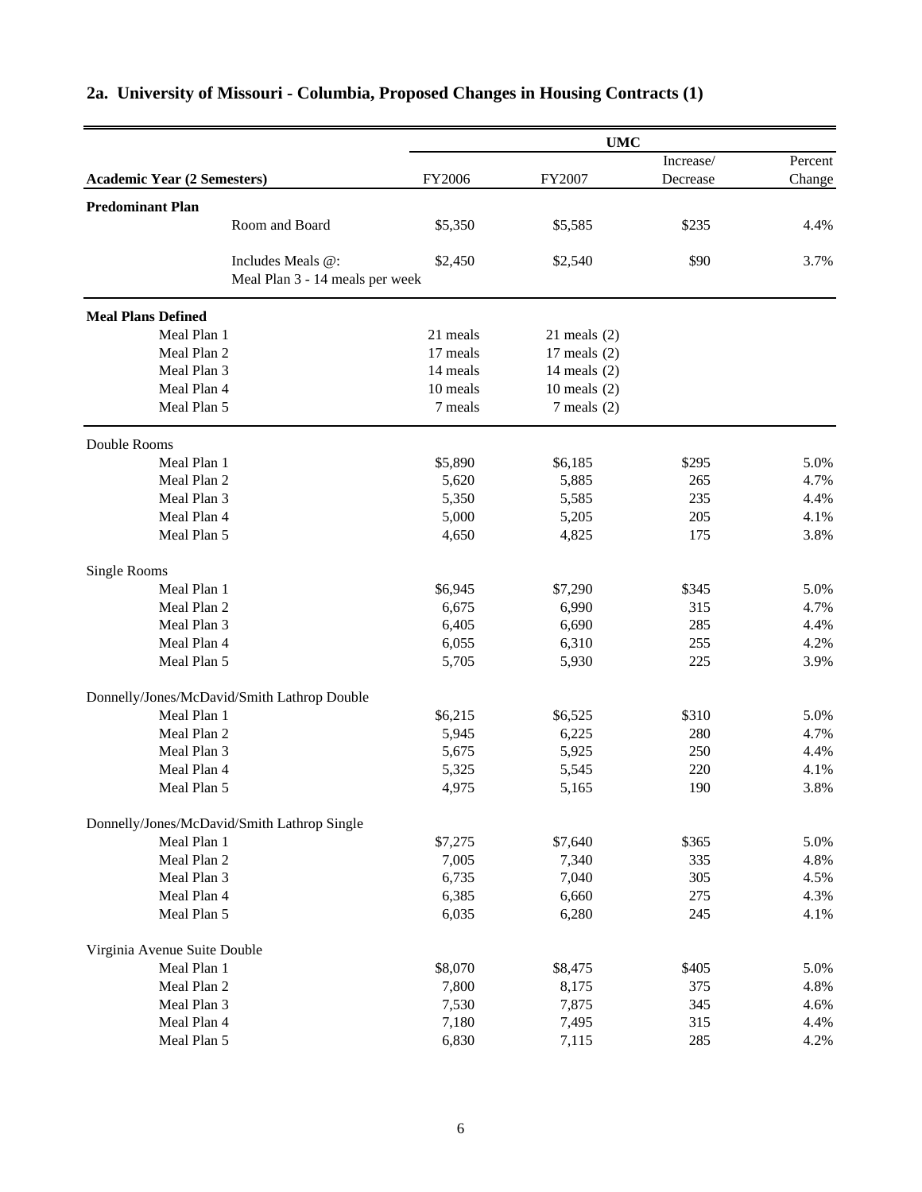## 2a. University of Missouri - Columbia, Proposed Changes in Housing Contracts (1)

| | UMC | | | |
|---|---|---|---|---|
| **Academic Year (2 Semesters)** | FY2006 | FY2007 | Increase/ Decrease | Percent Change |
| **Predominant Plan** | | | | |
| Room and Board | $5,350 | $5,585 | $235 | 4.4% |
| Includes Meals @: Meal Plan 3 - 14 meals per week | $2,450 | $2,540 | $90 | 3.7% |
| **Meal Plans Defined** | | | | |
| Meal Plan 1 | 21 meals | 21 meals (2) | | |
| Meal Plan 2 | 17 meals | 17 meals (2) | | |
| Meal Plan 3 | 14 meals | 14 meals (2) | | |
| Meal Plan 4 | 10 meals | 10 meals (2) | | |
| Meal Plan 5 | 7 meals | 7 meals (2) | | |
| Double Rooms | | | | |
| Meal Plan 1 | $5,890 | $6,185 | $295 | 5.0% |
| Meal Plan 2 | 5,620 | 5,885 | 265 | 4.7% |
| Meal Plan 3 | 5,350 | 5,585 | 235 | 4.4% |
| Meal Plan 4 | 5,000 | 5,205 | 205 | 4.1% |
| Meal Plan 5 | 4,650 | 4,825 | 175 | 3.8% |
| Single Rooms | | | | |
| Meal Plan 1 | $6,945 | $7,290 | $345 | 5.0% |
| Meal Plan 2 | 6,675 | 6,990 | 315 | 4.7% |
| Meal Plan 3 | 6,405 | 6,690 | 285 | 4.4% |
| Meal Plan 4 | 6,055 | 6,310 | 255 | 4.2% |
| Meal Plan 5 | 5,705 | 5,930 | 225 | 3.9% |
| Donnelly/Jones/McDavid/Smith Lathrop Double | | | | |
| Meal Plan 1 | $6,215 | $6,525 | $310 | 5.0% |
| Meal Plan 2 | 5,945 | 6,225 | 280 | 4.7% |
| Meal Plan 3 | 5,675 | 5,925 | 250 | 4.4% |
| Meal Plan 4 | 5,325 | 5,545 | 220 | 4.1% |
| Meal Plan 5 | 4,975 | 5,165 | 190 | 3.8% |
| Donnelly/Jones/McDavid/Smith Lathrop Single | | | | |
| Meal Plan 1 | $7,275 | $7,640 | $365 | 5.0% |
| Meal Plan 2 | 7,005 | 7,340 | 335 | 4.8% |
| Meal Plan 3 | 6,735 | 7,040 | 305 | 4.5% |
| Meal Plan 4 | 6,385 | 6,660 | 275 | 4.3% |
| Meal Plan 5 | 6,035 | 6,280 | 245 | 4.1% |
| Virginia Avenue Suite Double | | | | |
| Meal Plan 1 | $8,070 | $8,475 | $405 | 5.0% |
| Meal Plan 2 | 7,800 | 8,175 | 375 | 4.8% |
| Meal Plan 3 | 7,530 | 7,875 | 345 | 4.6% |
| Meal Plan 4 | 7,180 | 7,495 | 315 | 4.4% |
| Meal Plan 5 | 6,830 | 7,115 | 285 | 4.2% |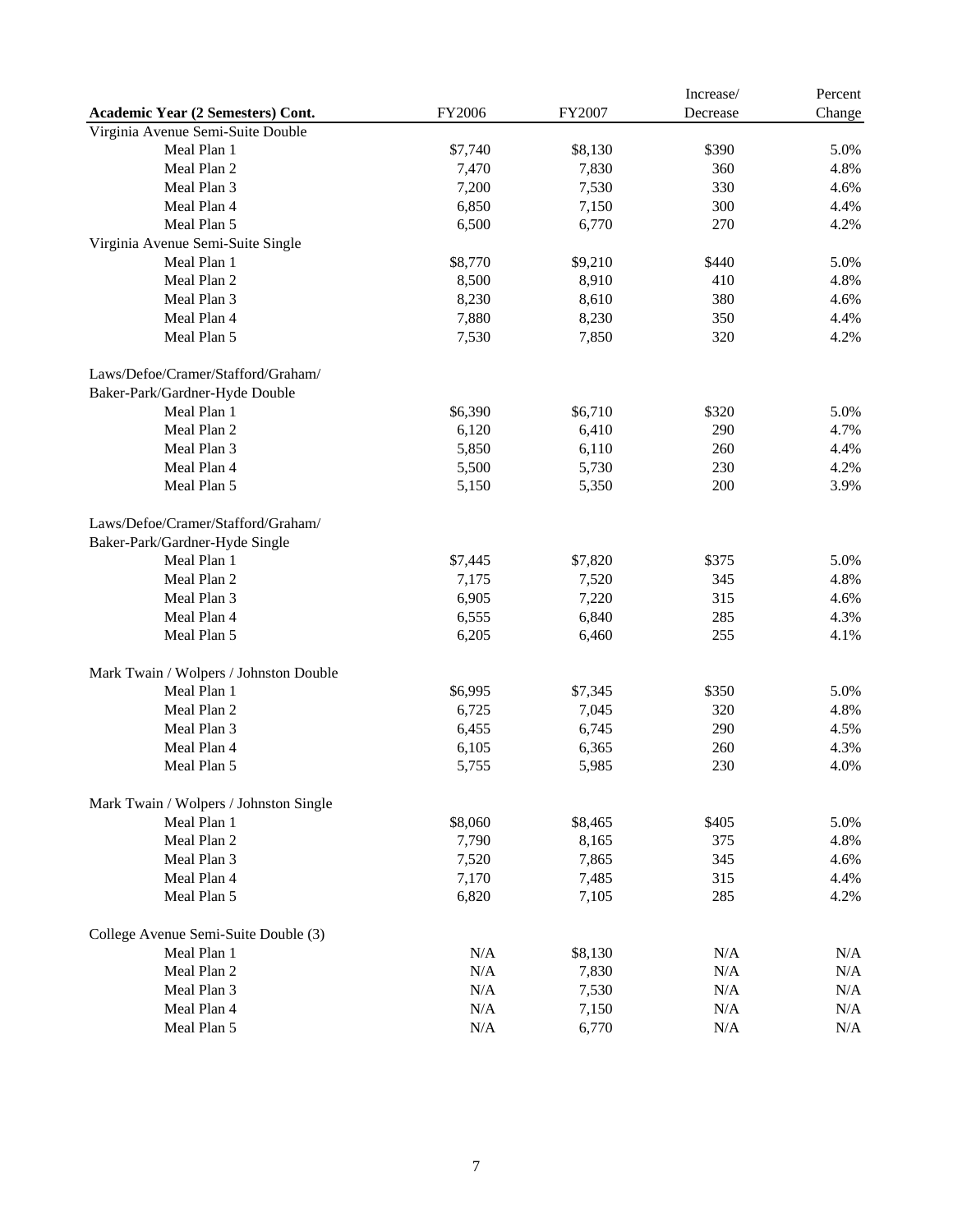| Academic Year (2 Semesters) Cont. | FY2006 | FY2007 | Increase/ Decrease | Percent Change |
|---|---|---|---|---|
| Virginia Avenue Semi-Suite Double | | | | |
| Meal Plan 1 | $7,740 | $8,130 | $390 | 5.0% |
| Meal Plan 2 | 7,470 | 7,830 | 360 | 4.8% |
| Meal Plan 3 | 7,200 | 7,530 | 330 | 4.6% |
| Meal Plan 4 | 6,850 | 7,150 | 300 | 4.4% |
| Meal Plan 5 | 6,500 | 6,770 | 270 | 4.2% |
| Virginia Avenue Semi-Suite Single | | | | |
| Meal Plan 1 | $8,770 | $9,210 | $440 | 5.0% |
| Meal Plan 2 | 8,500 | 8,910 | 410 | 4.8% |
| Meal Plan 3 | 8,230 | 8,610 | 380 | 4.6% |
| Meal Plan 4 | 7,880 | 8,230 | 350 | 4.4% |
| Meal Plan 5 | 7,530 | 7,850 | 320 | 4.2% |
| | | | | |
| Laws/Defoe/Cramer/Stafford/Graham/ Baker-Park/Gardner-Hyde Double | | | | |
| Meal Plan 1 | $6,390 | $6,710 | $320 | 5.0% |
| Meal Plan 2 | 6,120 | 6,410 | 290 | 4.7% |
| Meal Plan 3 | 5,850 | 6,110 | 260 | 4.4% |
| Meal Plan 4 | 5,500 | 5,730 | 230 | 4.2% |
| Meal Plan 5 | 5,150 | 5,350 | 200 | 3.9% |
| | | | | |
| Laws/Defoe/Cramer/Stafford/Graham/ Baker-Park/Gardner-Hyde Single | | | | |
| Meal Plan 1 | $7,445 | $7,820 | $375 | 5.0% |
| Meal Plan 2 | 7,175 | 7,520 | 345 | 4.8% |
| Meal Plan 3 | 6,905 | 7,220 | 315 | 4.6% |
| Meal Plan 4 | 6,555 | 6,840 | 285 | 4.3% |
| Meal Plan 5 | 6,205 | 6,460 | 255 | 4.1% |
| | | | | |
| Mark Twain / Wolpers / Johnston Double | | | | |
| Meal Plan 1 | $6,995 | $7,345 | $350 | 5.0% |
| Meal Plan 2 | 6,725 | 7,045 | 320 | 4.8% |
| Meal Plan 3 | 6,455 | 6,745 | 290 | 4.5% |
| Meal Plan 4 | 6,105 | 6,365 | 260 | 4.3% |
| Meal Plan 5 | 5,755 | 5,985 | 230 | 4.0% |
| | | | | |
| Mark Twain / Wolpers / Johnston Single | | | | |
| Meal Plan 1 | $8,060 | $8,465 | $405 | 5.0% |
| Meal Plan 2 | 7,790 | 8,165 | 375 | 4.8% |
| Meal Plan 3 | 7,520 | 7,865 | 345 | 4.6% |
| Meal Plan 4 | 7,170 | 7,485 | 315 | 4.4% |
| Meal Plan 5 | 6,820 | 7,105 | 285 | 4.2% |
| | | | | |
| College Avenue Semi-Suite Double (3) | | | | |
| Meal Plan 1 | N/A | $8,130 | N/A | N/A |
| Meal Plan 2 | N/A | 7,830 | N/A | N/A |
| Meal Plan 3 | N/A | 7,530 | N/A | N/A |
| Meal Plan 4 | N/A | 7,150 | N/A | N/A |
| Meal Plan 5 | N/A | 6,770 | N/A | N/A |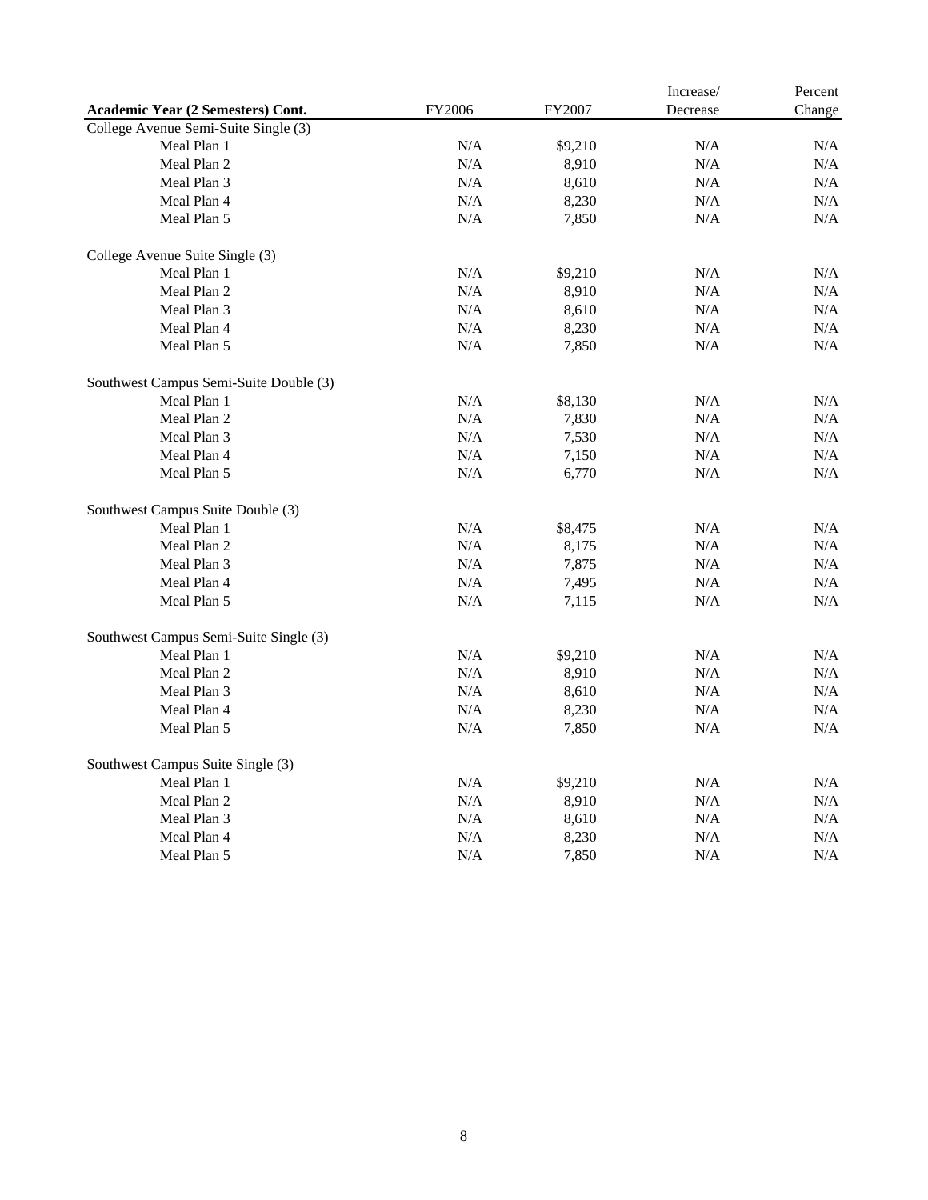| Academic Year (2 Semesters) Cont. | FY2006 | FY2007 | Increase/ Decrease | Percent Change |
|---|---|---|---|---|
| College Avenue Semi-Suite Single (3) | | | | |
| Meal Plan 1 | N/A | $9,210 | N/A | N/A |
| Meal Plan 2 | N/A | 8,910 | N/A | N/A |
| Meal Plan 3 | N/A | 8,610 | N/A | N/A |
| Meal Plan 4 | N/A | 8,230 | N/A | N/A |
| Meal Plan 5 | N/A | 7,850 | N/A | N/A |
| | | | | |
| College Avenue Suite Single (3) | | | | |
| Meal Plan 1 | N/A | $9,210 | N/A | N/A |
| Meal Plan 2 | N/A | 8,910 | N/A | N/A |
| Meal Plan 3 | N/A | 8,610 | N/A | N/A |
| Meal Plan 4 | N/A | 8,230 | N/A | N/A |
| Meal Plan 5 | N/A | 7,850 | N/A | N/A |
| | | | | |
| Southwest Campus Semi-Suite Double (3) | | | | |
| Meal Plan 1 | N/A | $8,130 | N/A | N/A |
| Meal Plan 2 | N/A | 7,830 | N/A | N/A |
| Meal Plan 3 | N/A | 7,530 | N/A | N/A |
| Meal Plan 4 | N/A | 7,150 | N/A | N/A |
| Meal Plan 5 | N/A | 6,770 | N/A | N/A |
| | | | | |
| Southwest Campus Suite Double (3) | | | | |
| Meal Plan 1 | N/A | $8,475 | N/A | N/A |
| Meal Plan 2 | N/A | 8,175 | N/A | N/A |
| Meal Plan 3 | N/A | 7,875 | N/A | N/A |
| Meal Plan 4 | N/A | 7,495 | N/A | N/A |
| Meal Plan 5 | N/A | 7,115 | N/A | N/A |
| | | | | |
| Southwest Campus Semi-Suite Single (3) | | | | |
| Meal Plan 1 | N/A | $9,210 | N/A | N/A |
| Meal Plan 2 | N/A | 8,910 | N/A | N/A |
| Meal Plan 3 | N/A | 8,610 | N/A | N/A |
| Meal Plan 4 | N/A | 8,230 | N/A | N/A |
| Meal Plan 5 | N/A | 7,850 | N/A | N/A |
| | | | | |
| Southwest Campus Suite Single (3) | | | | |
| Meal Plan 1 | N/A | $9,210 | N/A | N/A |
| Meal Plan 2 | N/A | 8,910 | N/A | N/A |
| Meal Plan 3 | N/A | 8,610 | N/A | N/A |
| Meal Plan 4 | N/A | 8,230 | N/A | N/A |
| Meal Plan 5 | N/A | 7,850 | N/A | N/A |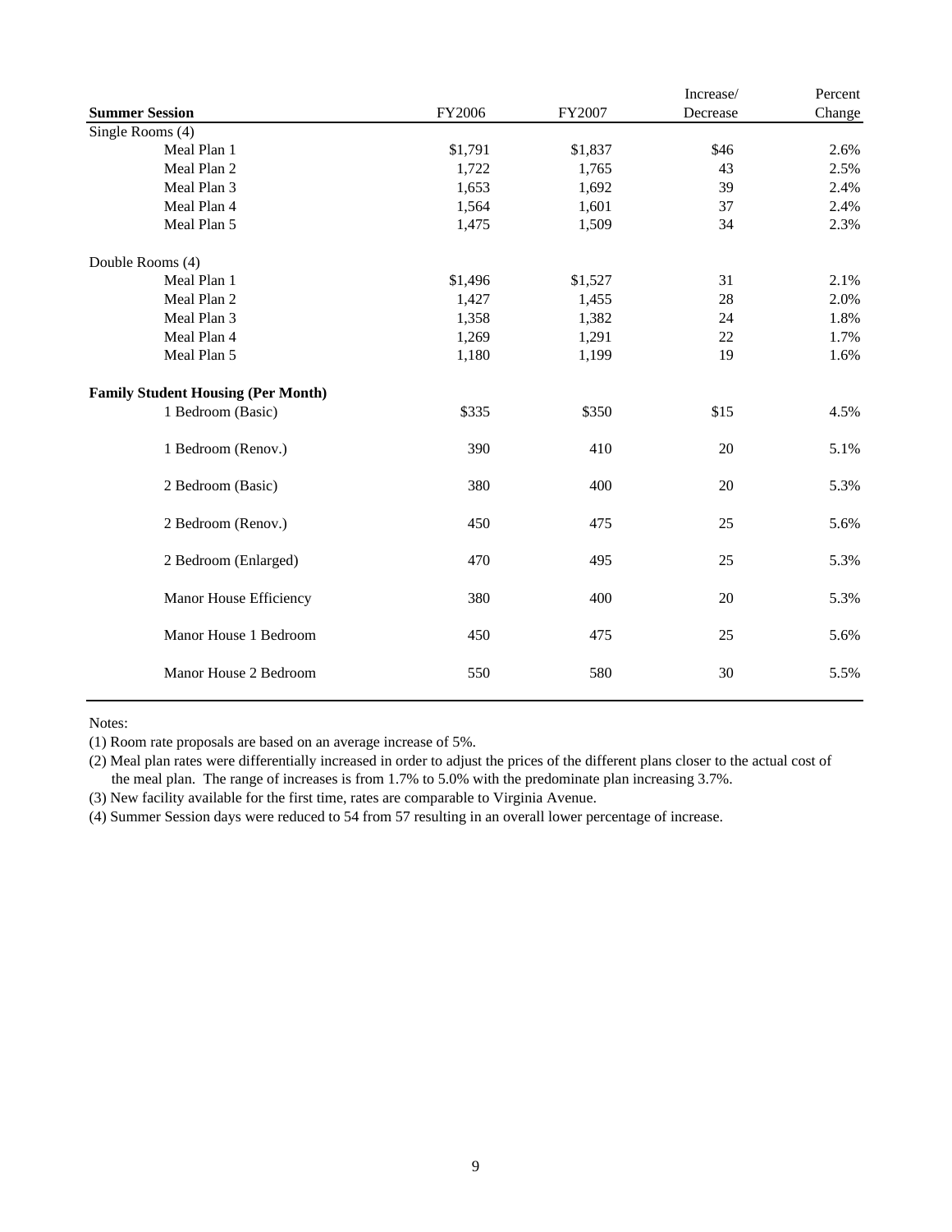| **Summer Session** | FY2006 | FY2007 | Increase/ Decrease | Percent Change |
|---|---|---|---|---|
| Single Rooms (4) | | | | |
| Meal Plan 1 | $1,791 | $1,837 | $46 | 2.6% |
| Meal Plan 2 | 1,722 | 1,765 | 43 | 2.5% |
| Meal Plan 3 | 1,653 | 1,692 | 39 | 2.4% |
| Meal Plan 4 | 1,564 | 1,601 | 37 | 2.4% |
| Meal Plan 5 | 1,475 | 1,509 | 34 | 2.3% |
| Double Rooms (4) | | | | |
| Meal Plan 1 | $1,496 | $1,527 | 31 | 2.1% |
| Meal Plan 2 | 1,427 | 1,455 | 28 | 2.0% |
| Meal Plan 3 | 1,358 | 1,382 | 24 | 1.8% |
| Meal Plan 4 | 1,269 | 1,291 | 22 | 1.7% |
| Meal Plan 5 | 1,180 | 1,199 | 19 | 1.6% |
| **Family Student Housing (Per Month)** | | | | |
| 1 Bedroom (Basic) | $335 | $350 | $15 | 4.5% |
| 1 Bedroom (Renov.) | 390 | 410 | 20 | 5.1% |
| 2 Bedroom (Basic) | 380 | 400 | 20 | 5.3% |
| 2 Bedroom (Renov.) | 450 | 475 | 25 | 5.6% |
| 2 Bedroom (Enlarged) | 470 | 495 | 25 | 5.3% |
| Manor House Efficiency | 380 | 400 | 20 | 5.3% |
| Manor House 1 Bedroom | 450 | 475 | 25 | 5.6% |
| Manor House 2 Bedroom | 550 | 580 | 30 | 5.5% |

Notes:

(1) Room rate proposals are based on an average increase of 5%.

(2) Meal plan rates were differentially increased in order to adjust the prices of the different plans closer to the actual cost of the meal plan. The range of increases is from 1.7% to 5.0% with the predominate plan increasing 3.7%.

(3) New facility available for the first time, rates are comparable to Virginia Avenue.

(4) Summer Session days were reduced to 54 from 57 resulting in an overall lower percentage of increase.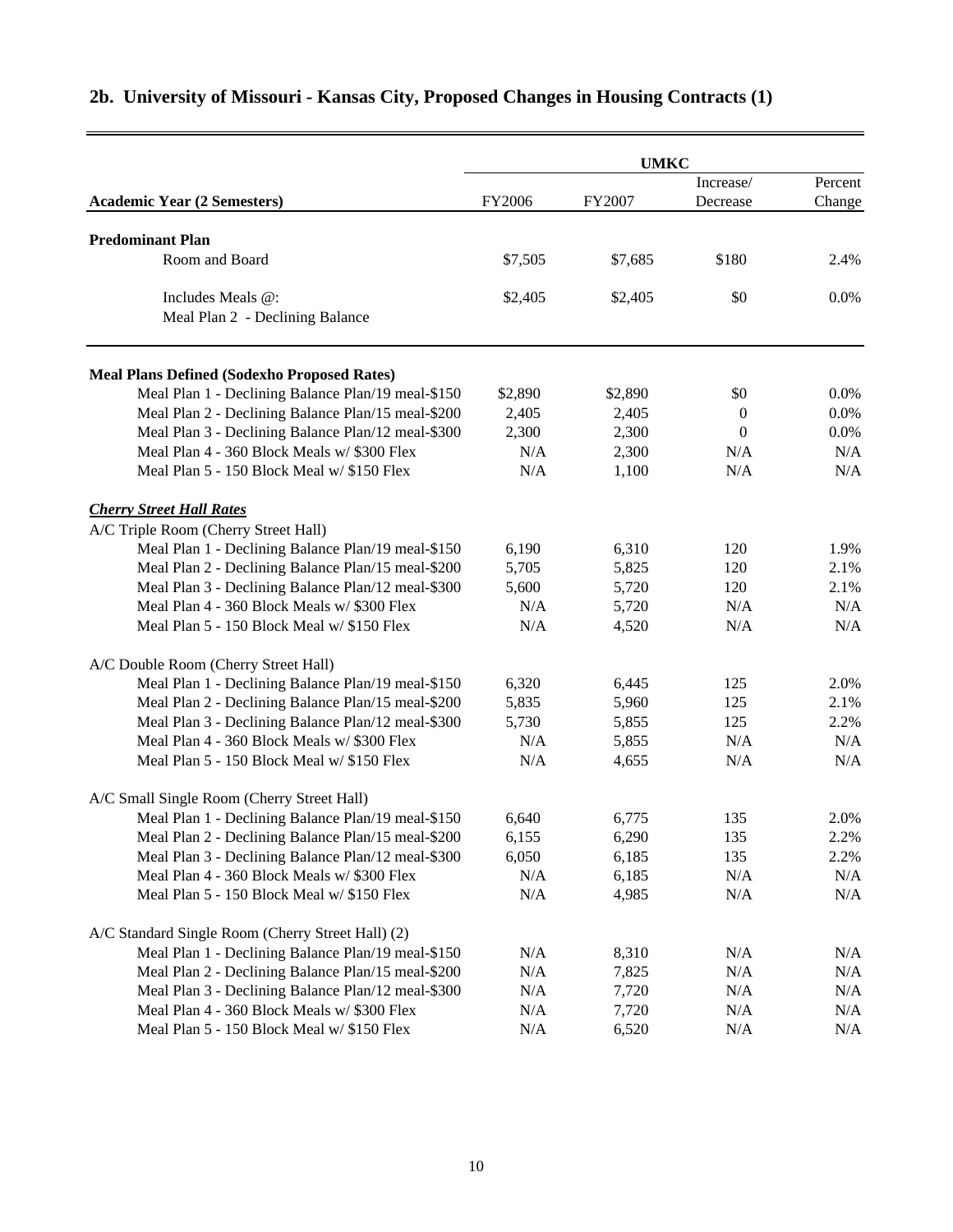## 2b. University of Missouri - Kansas City, Proposed Changes in Housing Contracts (1)

| | UMKC | | | |
|---|---|---|---|---|
| **Academic Year (2 Semesters)** | FY2006 | FY2007 | Increase/ Decrease | Percent Change |
| **Predominant Plan** | | | | |
| Room and Board | $7,505 | $7,685 | $180 | 2.4% |
| Includes Meals @: Meal Plan 2 - Declining Balance | $2,405 | $2,405 | $0 | 0.0% |
| **Meal Plans Defined (Sodexho Proposed Rates)** | | | | |
| Meal Plan 1 - Declining Balance Plan/19 meal-$150 | $2,890 | $2,890 | $0 | 0.0% |
| Meal Plan 2 - Declining Balance Plan/15 meal-$200 | 2,405 | 2,405 | 0 | 0.0% |
| Meal Plan 3 - Declining Balance Plan/12 meal-$300 | 2,300 | 2,300 | 0 | 0.0% |
| Meal Plan 4 - 360 Block Meals w/ $300 Flex | N/A | 2,300 | N/A | N/A |
| Meal Plan 5 - 150 Block Meal w/ $150 Flex | N/A | 1,100 | N/A | N/A |
| ***Cherry Street Hall Rates*** | | | | |
| A/C Triple Room (Cherry Street Hall) | | | | |
| Meal Plan 1 - Declining Balance Plan/19 meal-$150 | 6,190 | 6,310 | 120 | 1.9% |
| Meal Plan 2 - Declining Balance Plan/15 meal-$200 | 5,705 | 5,825 | 120 | 2.1% |
| Meal Plan 3 - Declining Balance Plan/12 meal-$300 | 5,600 | 5,720 | 120 | 2.1% |
| Meal Plan 4 - 360 Block Meals w/ $300 Flex | N/A | 5,720 | N/A | N/A |
| Meal Plan 5 - 150 Block Meal w/ $150 Flex | N/A | 4,520 | N/A | N/A |
| A/C Double Room (Cherry Street Hall) | | | | |
| Meal Plan 1 - Declining Balance Plan/19 meal-$150 | 6,320 | 6,445 | 125 | 2.0% |
| Meal Plan 2 - Declining Balance Plan/15 meal-$200 | 5,835 | 5,960 | 125 | 2.1% |
| Meal Plan 3 - Declining Balance Plan/12 meal-$300 | 5,730 | 5,855 | 125 | 2.2% |
| Meal Plan 4 - 360 Block Meals w/ $300 Flex | N/A | 5,855 | N/A | N/A |
| Meal Plan 5 - 150 Block Meal w/ $150 Flex | N/A | 4,655 | N/A | N/A |
| A/C Small Single Room (Cherry Street Hall) | | | | |
| Meal Plan 1 - Declining Balance Plan/19 meal-$150 | 6,640 | 6,775 | 135 | 2.0% |
| Meal Plan 2 - Declining Balance Plan/15 meal-$200 | 6,155 | 6,290 | 135 | 2.2% |
| Meal Plan 3 - Declining Balance Plan/12 meal-$300 | 6,050 | 6,185 | 135 | 2.2% |
| Meal Plan 4 - 360 Block Meals w/ $300 Flex | N/A | 6,185 | N/A | N/A |
| Meal Plan 5 - 150 Block Meal w/ $150 Flex | N/A | 4,985 | N/A | N/A |
| A/C Standard Single Room (Cherry Street Hall) (2) | | | | |
| Meal Plan 1 - Declining Balance Plan/19 meal-$150 | N/A | 8,310 | N/A | N/A |
| Meal Plan 2 - Declining Balance Plan/15 meal-$200 | N/A | 7,825 | N/A | N/A |
| Meal Plan 3 - Declining Balance Plan/12 meal-$300 | N/A | 7,720 | N/A | N/A |
| Meal Plan 4 - 360 Block Meals w/ $300 Flex | N/A | 7,720 | N/A | N/A |
| Meal Plan 5 - 150 Block Meal w/ $150 Flex | N/A | 6,520 | N/A | N/A |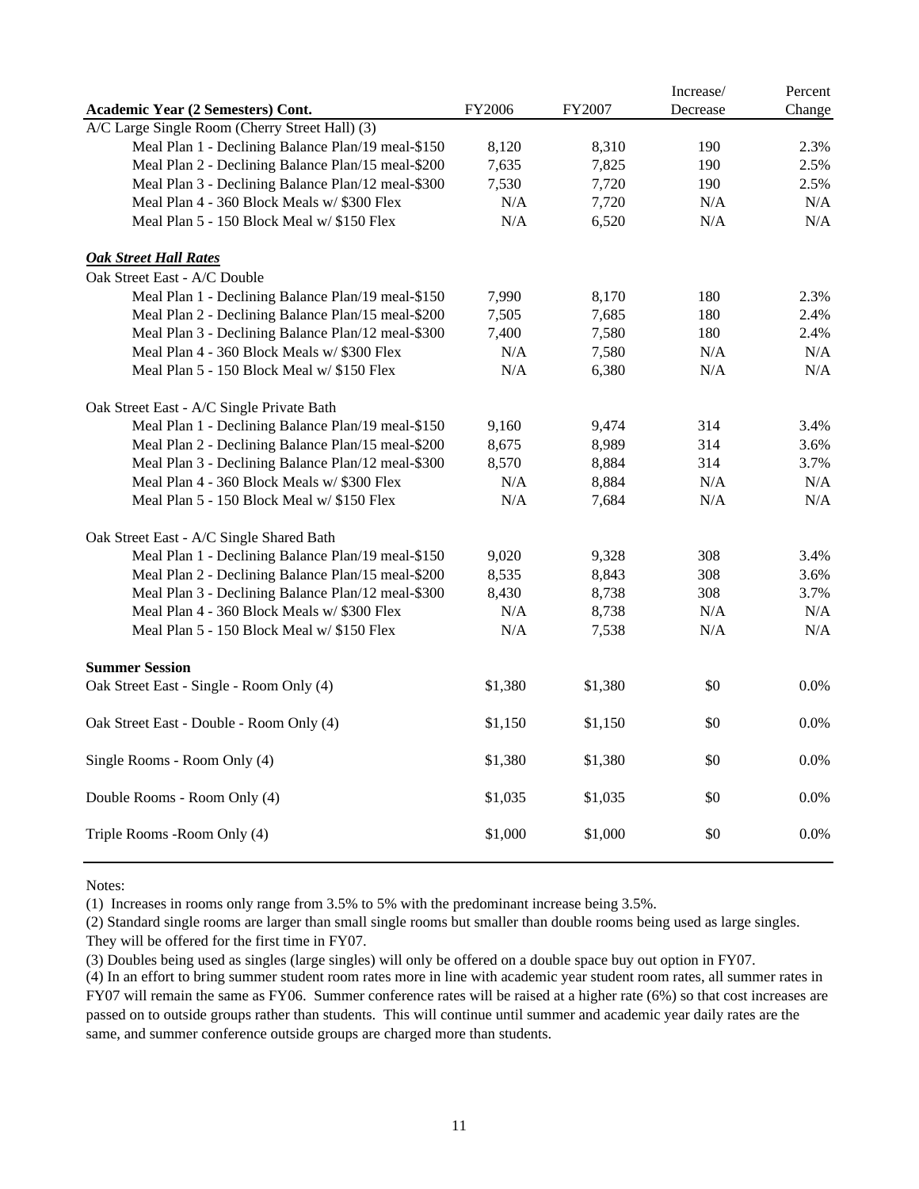| Academic Year (2 Semesters) Cont. | FY2006 | FY2007 | Increase/ Decrease | Percent Change |
|---|---|---|---|---|
| A/C Large Single Room (Cherry Street Hall) (3) | | | | |
| Meal Plan 1 - Declining Balance Plan/19 meal-$150 | 8,120 | 8,310 | 190 | 2.3% |
| Meal Plan 2 - Declining Balance Plan/15 meal-$200 | 7,635 | 7,825 | 190 | 2.5% |
| Meal Plan 3 - Declining Balance Plan/12 meal-$300 | 7,530 | 7,720 | 190 | 2.5% |
| Meal Plan 4 - 360 Block Meals w/ $300 Flex | N/A | 7,720 | N/A | N/A |
| Meal Plan 5 - 150 Block Meal w/ $150 Flex | N/A | 6,520 | N/A | N/A |
| ***Oak Street Hall Rates*** | | | | |
| Oak Street East - A/C Double | | | | |
| Meal Plan 1 - Declining Balance Plan/19 meal-$150 | 7,990 | 8,170 | 180 | 2.3% |
| Meal Plan 2 - Declining Balance Plan/15 meal-$200 | 7,505 | 7,685 | 180 | 2.4% |
| Meal Plan 3 - Declining Balance Plan/12 meal-$300 | 7,400 | 7,580 | 180 | 2.4% |
| Meal Plan 4 - 360 Block Meals w/ $300 Flex | N/A | 7,580 | N/A | N/A |
| Meal Plan 5 - 150 Block Meal w/ $150 Flex | N/A | 6,380 | N/A | N/A |
| Oak Street East - A/C Single Private Bath | | | | |
| Meal Plan 1 - Declining Balance Plan/19 meal-$150 | 9,160 | 9,474 | 314 | 3.4% |
| Meal Plan 2 - Declining Balance Plan/15 meal-$200 | 8,675 | 8,989 | 314 | 3.6% |
| Meal Plan 3 - Declining Balance Plan/12 meal-$300 | 8,570 | 8,884 | 314 | 3.7% |
| Meal Plan 4 - 360 Block Meals w/ $300 Flex | N/A | 8,884 | N/A | N/A |
| Meal Plan 5 - 150 Block Meal w/ $150 Flex | N/A | 7,684 | N/A | N/A |
| Oak Street East - A/C Single Shared Bath | | | | |
| Meal Plan 1 - Declining Balance Plan/19 meal-$150 | 9,020 | 9,328 | 308 | 3.4% |
| Meal Plan 2 - Declining Balance Plan/15 meal-$200 | 8,535 | 8,843 | 308 | 3.6% |
| Meal Plan 3 - Declining Balance Plan/12 meal-$300 | 8,430 | 8,738 | 308 | 3.7% |
| Meal Plan 4 - 360 Block Meals w/ $300 Flex | N/A | 8,738 | N/A | N/A |
| Meal Plan 5 - 150 Block Meal w/ $150 Flex | N/A | 7,538 | N/A | N/A |
| **Summer Session** | | | | |
| Oak Street East - Single - Room Only (4) | $1,380 | $1,380 | $0 | 0.0% |
| Oak Street East - Double - Room Only (4) | $1,150 | $1,150 | $0 | 0.0% |
| Single Rooms - Room Only (4) | $1,380 | $1,380 | $0 | 0.0% |
| Double Rooms - Room Only (4) | $1,035 | $1,035 | $0 | 0.0% |
| Triple Rooms -Room Only (4) | $1,000 | $1,000 | $0 | 0.0% |

Notes:

(1) Increases in rooms only range from 3.5% to 5% with the predominant increase being 3.5%.

(2) Standard single rooms are larger than small single rooms but smaller than double rooms being used as large singles. They will be offered for the first time in FY07.

(3) Doubles being used as singles (large singles) will only be offered on a double space buy out option in FY07.

(4) In an effort to bring summer student room rates more in line with academic year student room rates, all summer rates in FY07 will remain the same as FY06. Summer conference rates will be raised at a higher rate (6%) so that cost increases are passed on to outside groups rather than students. This will continue until summer and academic year daily rates are the same, and summer conference outside groups are charged more than students.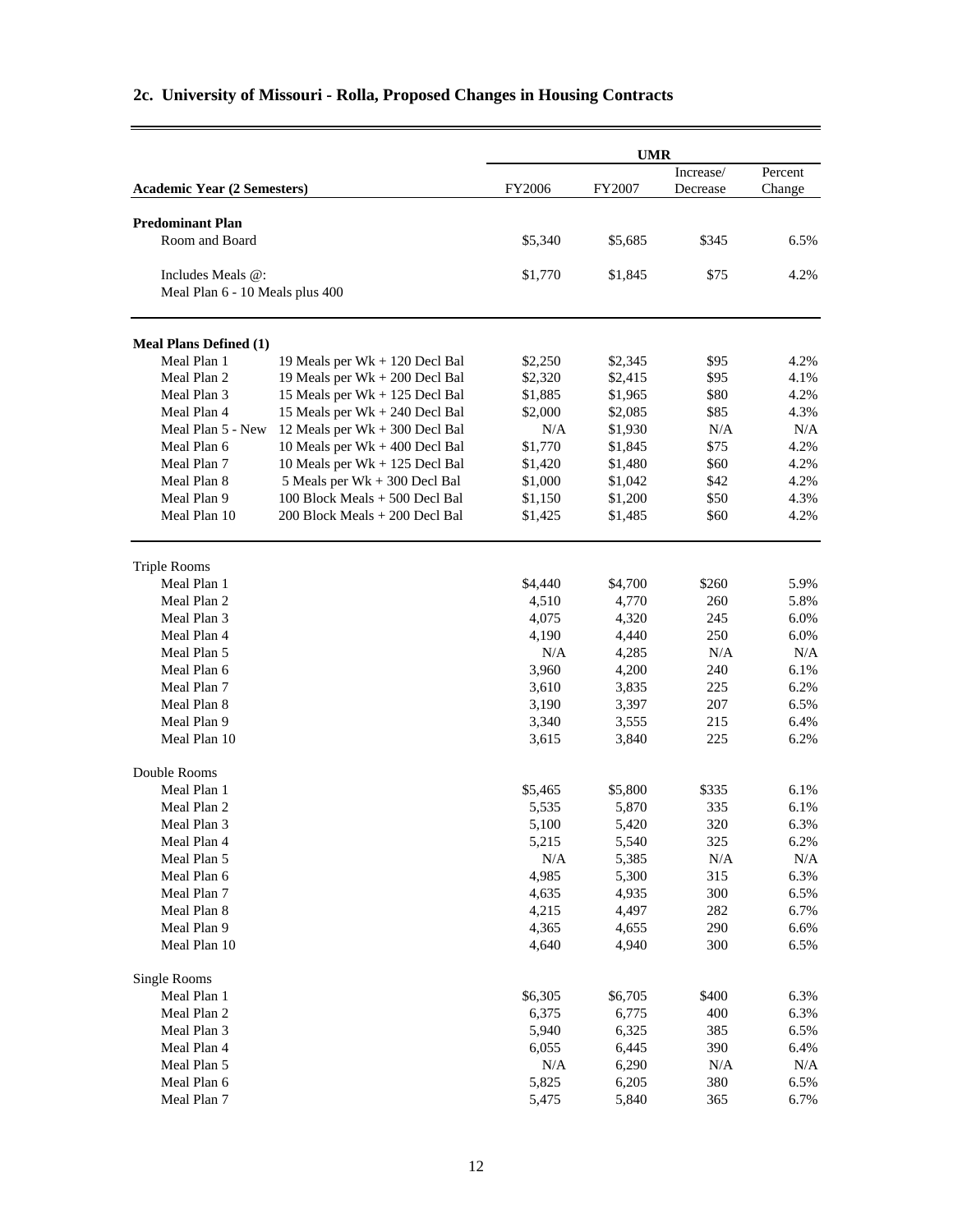## 2c. University of Missouri - Rolla, Proposed Changes in Housing Contracts

| Academic Year (2 Semesters) | | UMR | | | |
|---|---|---|---|---|---|
| | | FY2006 | FY2007 | Increase/ Decrease | Percent Change |
| **Predominant Plan** | | | | | |
| Room and Board | | $5,340 | $5,685 | $345 | 6.5% |
| Includes Meals @: Meal Plan 6 - 10 Meals plus 400 | | $1,770 | $1,845 | $75 | 4.2% |
| **Meal Plans Defined (1)** | | | | | |
| Meal Plan 1 | 19 Meals per Wk + 120 Decl Bal | $2,250 | $2,345 | $95 | 4.2% |
| Meal Plan 2 | 19 Meals per Wk + 200 Decl Bal | $2,320 | $2,415 | $95 | 4.1% |
| Meal Plan 3 | 15 Meals per Wk + 125 Decl Bal | $1,885 | $1,965 | $80 | 4.2% |
| Meal Plan 4 | 15 Meals per Wk + 240 Decl Bal | $2,000 | $2,085 | $85 | 4.3% |
| Meal Plan 5 - New | 12 Meals per Wk + 300 Decl Bal | N/A | $1,930 | N/A | N/A |
| Meal Plan 6 | 10 Meals per Wk + 400 Decl Bal | $1,770 | $1,845 | $75 | 4.2% |
| Meal Plan 7 | 10 Meals per Wk + 125 Decl Bal | $1,420 | $1,480 | $60 | 4.2% |
| Meal Plan 8 | 5 Meals per Wk + 300 Decl Bal | $1,000 | $1,042 | $42 | 4.2% |
| Meal Plan 9 | 100 Block Meals + 500 Decl Bal | $1,150 | $1,200 | $50 | 4.3% |
| Meal Plan 10 | 200 Block Meals + 200 Decl Bal | $1,425 | $1,485 | $60 | 4.2% |
| Triple Rooms | | | | | |
| Meal Plan 1 | | $4,440 | $4,700 | $260 | 5.9% |
| Meal Plan 2 | | 4,510 | 4,770 | 260 | 5.8% |
| Meal Plan 3 | | 4,075 | 4,320 | 245 | 6.0% |
| Meal Plan 4 | | 4,190 | 4,440 | 250 | 6.0% |
| Meal Plan 5 | | N/A | 4,285 | N/A | N/A |
| Meal Plan 6 | | 3,960 | 4,200 | 240 | 6.1% |
| Meal Plan 7 | | 3,610 | 3,835 | 225 | 6.2% |
| Meal Plan 8 | | 3,190 | 3,397 | 207 | 6.5% |
| Meal Plan 9 | | 3,340 | 3,555 | 215 | 6.4% |
| Meal Plan 10 | | 3,615 | 3,840 | 225 | 6.2% |
| Double Rooms | | | | | |
| Meal Plan 1 | | $5,465 | $5,800 | $335 | 6.1% |
| Meal Plan 2 | | 5,535 | 5,870 | 335 | 6.1% |
| Meal Plan 3 | | 5,100 | 5,420 | 320 | 6.3% |
| Meal Plan 4 | | 5,215 | 5,540 | 325 | 6.2% |
| Meal Plan 5 | | N/A | 5,385 | N/A | N/A |
| Meal Plan 6 | | 4,985 | 5,300 | 315 | 6.3% |
| Meal Plan 7 | | 4,635 | 4,935 | 300 | 6.5% |
| Meal Plan 8 | | 4,215 | 4,497 | 282 | 6.7% |
| Meal Plan 9 | | 4,365 | 4,655 | 290 | 6.6% |
| Meal Plan 10 | | 4,640 | 4,940 | 300 | 6.5% |
| Single Rooms | | | | | |
| Meal Plan 1 | | $6,305 | $6,705 | $400 | 6.3% |
| Meal Plan 2 | | 6,375 | 6,775 | 400 | 6.3% |
| Meal Plan 3 | | 5,940 | 6,325 | 385 | 6.5% |
| Meal Plan 4 | | 6,055 | 6,445 | 390 | 6.4% |
| Meal Plan 5 | | N/A | 6,290 | N/A | N/A |
| Meal Plan 6 | | 5,825 | 6,205 | 380 | 6.5% |
| Meal Plan 7 | | 5,475 | 5,840 | 365 | 6.7% |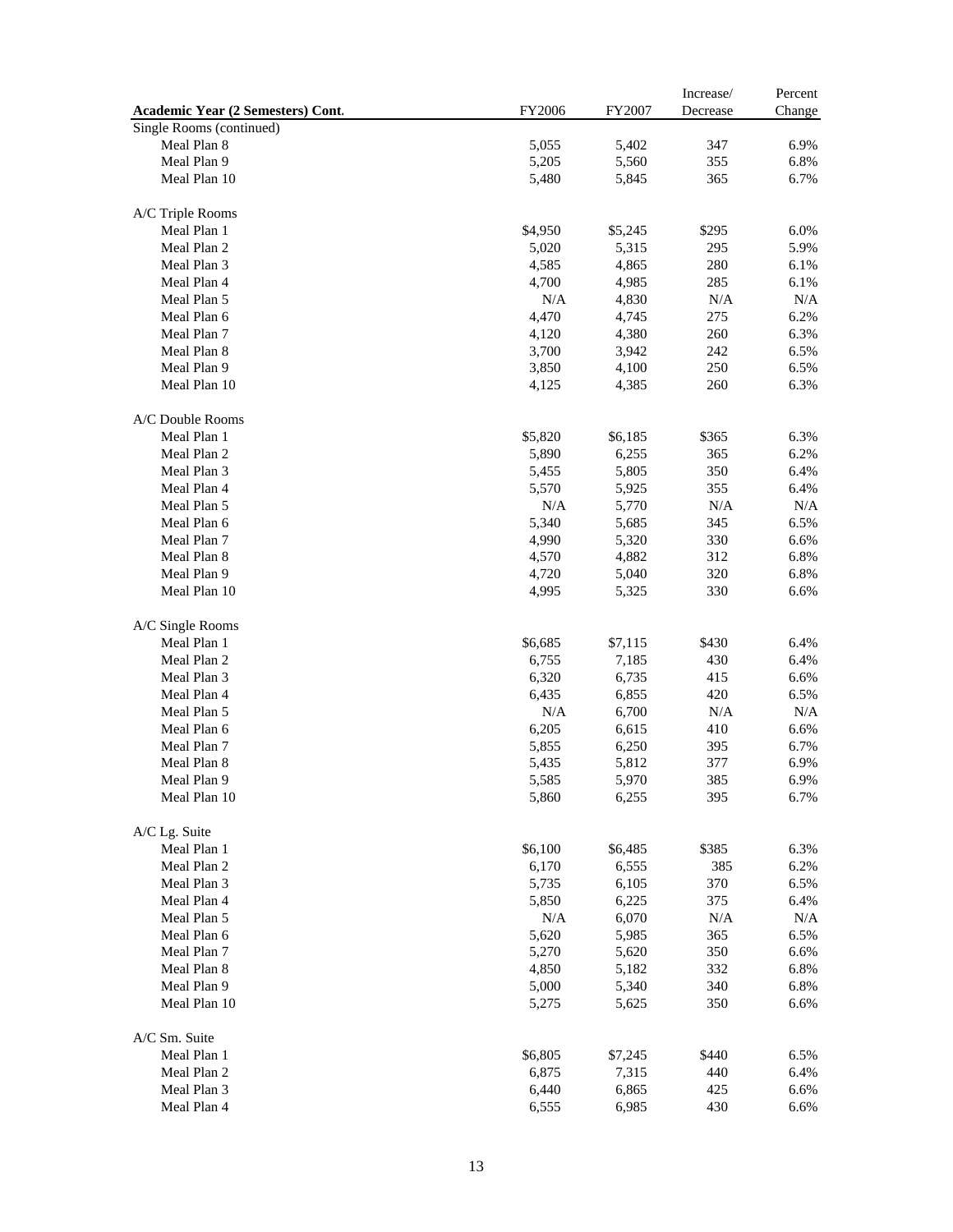| Academic Year (2 Semesters) Cont. | FY2006 | FY2007 | Increase/ Decrease | Percent Change |
|---|---|---|---|---|
| Single Rooms (continued) | | | | |
| Meal Plan 8 | 5,055 | 5,402 | 347 | 6.9% |
| Meal Plan 9 | 5,205 | 5,560 | 355 | 6.8% |
| Meal Plan 10 | 5,480 | 5,845 | 365 | 6.7% |
| | | | | |
| A/C Triple Rooms | | | | |
| Meal Plan 1 | $4,950 | $5,245 | $295 | 6.0% |
| Meal Plan 2 | 5,020 | 5,315 | 295 | 5.9% |
| Meal Plan 3 | 4,585 | 4,865 | 280 | 6.1% |
| Meal Plan 4 | 4,700 | 4,985 | 285 | 6.1% |
| Meal Plan 5 | N/A | 4,830 | N/A | N/A |
| Meal Plan 6 | 4,470 | 4,745 | 275 | 6.2% |
| Meal Plan 7 | 4,120 | 4,380 | 260 | 6.3% |
| Meal Plan 8 | 3,700 | 3,942 | 242 | 6.5% |
| Meal Plan 9 | 3,850 | 4,100 | 250 | 6.5% |
| Meal Plan 10 | 4,125 | 4,385 | 260 | 6.3% |
| | | | | |
| A/C Double Rooms | | | | |
| Meal Plan 1 | $5,820 | $6,185 | $365 | 6.3% |
| Meal Plan 2 | 5,890 | 6,255 | 365 | 6.2% |
| Meal Plan 3 | 5,455 | 5,805 | 350 | 6.4% |
| Meal Plan 4 | 5,570 | 5,925 | 355 | 6.4% |
| Meal Plan 5 | N/A | 5,770 | N/A | N/A |
| Meal Plan 6 | 5,340 | 5,685 | 345 | 6.5% |
| Meal Plan 7 | 4,990 | 5,320 | 330 | 6.6% |
| Meal Plan 8 | 4,570 | 4,882 | 312 | 6.8% |
| Meal Plan 9 | 4,720 | 5,040 | 320 | 6.8% |
| Meal Plan 10 | 4,995 | 5,325 | 330 | 6.6% |
| | | | | |
| A/C Single Rooms | | | | |
| Meal Plan 1 | $6,685 | $7,115 | $430 | 6.4% |
| Meal Plan 2 | 6,755 | 7,185 | 430 | 6.4% |
| Meal Plan 3 | 6,320 | 6,735 | 415 | 6.6% |
| Meal Plan 4 | 6,435 | 6,855 | 420 | 6.5% |
| Meal Plan 5 | N/A | 6,700 | N/A | N/A |
| Meal Plan 6 | 6,205 | 6,615 | 410 | 6.6% |
| Meal Plan 7 | 5,855 | 6,250 | 395 | 6.7% |
| Meal Plan 8 | 5,435 | 5,812 | 377 | 6.9% |
| Meal Plan 9 | 5,585 | 5,970 | 385 | 6.9% |
| Meal Plan 10 | 5,860 | 6,255 | 395 | 6.7% |
| | | | | |
| A/C Lg. Suite | | | | |
| Meal Plan 1 | $6,100 | $6,485 | $385 | 6.3% |
| Meal Plan 2 | 6,170 | 6,555 | 385 | 6.2% |
| Meal Plan 3 | 5,735 | 6,105 | 370 | 6.5% |
| Meal Plan 4 | 5,850 | 6,225 | 375 | 6.4% |
| Meal Plan 5 | N/A | 6,070 | N/A | N/A |
| Meal Plan 6 | 5,620 | 5,985 | 365 | 6.5% |
| Meal Plan 7 | 5,270 | 5,620 | 350 | 6.6% |
| Meal Plan 8 | 4,850 | 5,182 | 332 | 6.8% |
| Meal Plan 9 | 5,000 | 5,340 | 340 | 6.8% |
| Meal Plan 10 | 5,275 | 5,625 | 350 | 6.6% |
| | | | | |
| A/C Sm. Suite | | | | |
| Meal Plan 1 | $6,805 | $7,245 | $440 | 6.5% |
| Meal Plan 2 | 6,875 | 7,315 | 440 | 6.4% |
| Meal Plan 3 | 6,440 | 6,865 | 425 | 6.6% |
| Meal Plan 4 | 6,555 | 6,985 | 430 | 6.6% |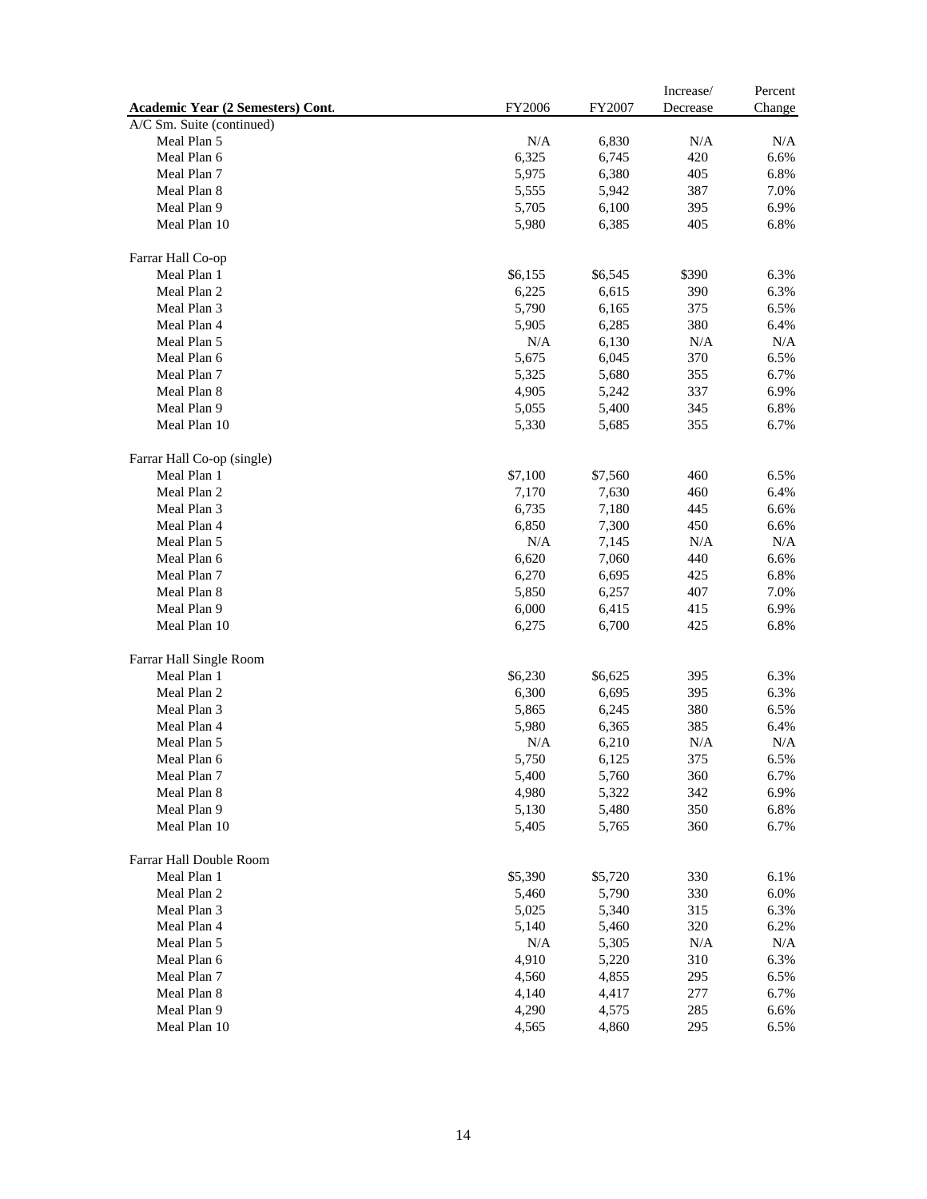| Academic Year (2 Semesters) Cont. | FY2006 | FY2007 | Increase/ Decrease | Percent Change |
|---|---|---|---|---|
| A/C Sm. Suite (continued) | | | | |
| Meal Plan 5 | N/A | 6,830 | N/A | N/A |
| Meal Plan 6 | 6,325 | 6,745 | 420 | 6.6% |
| Meal Plan 7 | 5,975 | 6,380 | 405 | 6.8% |
| Meal Plan 8 | 5,555 | 5,942 | 387 | 7.0% |
| Meal Plan 9 | 5,705 | 6,100 | 395 | 6.9% |
| Meal Plan 10 | 5,980 | 6,385 | 405 | 6.8% |
| | | | | |
| Farrar Hall Co-op | | | | |
| Meal Plan 1 | $6,155 | $6,545 | $390 | 6.3% |
| Meal Plan 2 | 6,225 | 6,615 | 390 | 6.3% |
| Meal Plan 3 | 5,790 | 6,165 | 375 | 6.5% |
| Meal Plan 4 | 5,905 | 6,285 | 380 | 6.4% |
| Meal Plan 5 | N/A | 6,130 | N/A | N/A |
| Meal Plan 6 | 5,675 | 6,045 | 370 | 6.5% |
| Meal Plan 7 | 5,325 | 5,680 | 355 | 6.7% |
| Meal Plan 8 | 4,905 | 5,242 | 337 | 6.9% |
| Meal Plan 9 | 5,055 | 5,400 | 345 | 6.8% |
| Meal Plan 10 | 5,330 | 5,685 | 355 | 6.7% |
| | | | | |
| Farrar Hall Co-op (single) | | | | |
| Meal Plan 1 | $7,100 | $7,560 | 460 | 6.5% |
| Meal Plan 2 | 7,170 | 7,630 | 460 | 6.4% |
| Meal Plan 3 | 6,735 | 7,180 | 445 | 6.6% |
| Meal Plan 4 | 6,850 | 7,300 | 450 | 6.6% |
| Meal Plan 5 | N/A | 7,145 | N/A | N/A |
| Meal Plan 6 | 6,620 | 7,060 | 440 | 6.6% |
| Meal Plan 7 | 6,270 | 6,695 | 425 | 6.8% |
| Meal Plan 8 | 5,850 | 6,257 | 407 | 7.0% |
| Meal Plan 9 | 6,000 | 6,415 | 415 | 6.9% |
| Meal Plan 10 | 6,275 | 6,700 | 425 | 6.8% |
| | | | | |
| Farrar Hall Single Room | | | | |
| Meal Plan 1 | $6,230 | $6,625 | 395 | 6.3% |
| Meal Plan 2 | 6,300 | 6,695 | 395 | 6.3% |
| Meal Plan 3 | 5,865 | 6,245 | 380 | 6.5% |
| Meal Plan 4 | 5,980 | 6,365 | 385 | 6.4% |
| Meal Plan 5 | N/A | 6,210 | N/A | N/A |
| Meal Plan 6 | 5,750 | 6,125 | 375 | 6.5% |
| Meal Plan 7 | 5,400 | 5,760 | 360 | 6.7% |
| Meal Plan 8 | 4,980 | 5,322 | 342 | 6.9% |
| Meal Plan 9 | 5,130 | 5,480 | 350 | 6.8% |
| Meal Plan 10 | 5,405 | 5,765 | 360 | 6.7% |
| | | | | |
| Farrar Hall Double Room | | | | |
| Meal Plan 1 | $5,390 | $5,720 | 330 | 6.1% |
| Meal Plan 2 | 5,460 | 5,790 | 330 | 6.0% |
| Meal Plan 3 | 5,025 | 5,340 | 315 | 6.3% |
| Meal Plan 4 | 5,140 | 5,460 | 320 | 6.2% |
| Meal Plan 5 | N/A | 5,305 | N/A | N/A |
| Meal Plan 6 | 4,910 | 5,220 | 310 | 6.3% |
| Meal Plan 7 | 4,560 | 4,855 | 295 | 6.5% |
| Meal Plan 8 | 4,140 | 4,417 | 277 | 6.7% |
| Meal Plan 9 | 4,290 | 4,575 | 285 | 6.6% |
| Meal Plan 10 | 4,565 | 4,860 | 295 | 6.5% |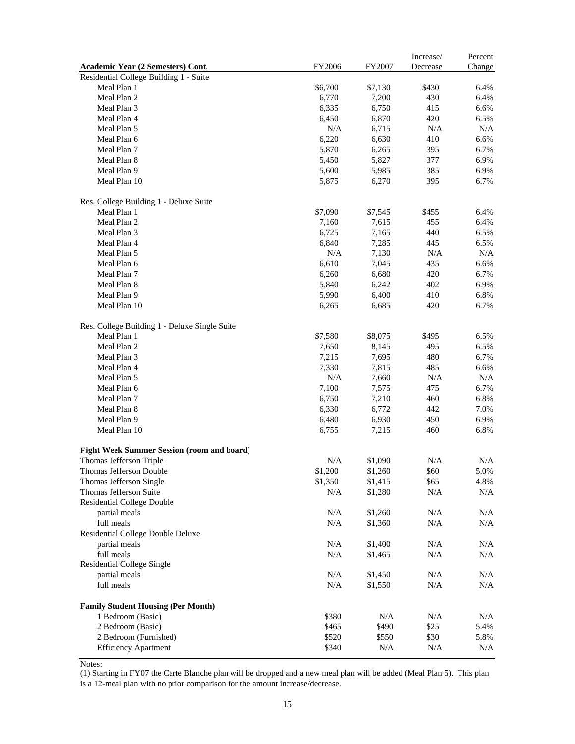| Academic Year (2 Semesters) Cont. | FY2006 | FY2007 | Increase/ Decrease | Percent Change |
|---|---|---|---|---|
| Residential College Building 1 - Suite | | | | |
| Meal Plan 1 | $6,700 | $7,130 | $430 | 6.4% |
| Meal Plan 2 | 6,770 | 7,200 | 430 | 6.4% |
| Meal Plan 3 | 6,335 | 6,750 | 415 | 6.6% |
| Meal Plan 4 | 6,450 | 6,870 | 420 | 6.5% |
| Meal Plan 5 | N/A | 6,715 | N/A | N/A |
| Meal Plan 6 | 6,220 | 6,630 | 410 | 6.6% |
| Meal Plan 7 | 5,870 | 6,265 | 395 | 6.7% |
| Meal Plan 8 | 5,450 | 5,827 | 377 | 6.9% |
| Meal Plan 9 | 5,600 | 5,985 | 385 | 6.9% |
| Meal Plan 10 | 5,875 | 6,270 | 395 | 6.7% |
| | | | | |
| Res. College Building 1 - Deluxe Suite | | | | |
| Meal Plan 1 | $7,090 | $7,545 | $455 | 6.4% |
| Meal Plan 2 | 7,160 | 7,615 | 455 | 6.4% |
| Meal Plan 3 | 6,725 | 7,165 | 440 | 6.5% |
| Meal Plan 4 | 6,840 | 7,285 | 445 | 6.5% |
| Meal Plan 5 | N/A | 7,130 | N/A | N/A |
| Meal Plan 6 | 6,610 | 7,045 | 435 | 6.6% |
| Meal Plan 7 | 6,260 | 6,680 | 420 | 6.7% |
| Meal Plan 8 | 5,840 | 6,242 | 402 | 6.9% |
| Meal Plan 9 | 5,990 | 6,400 | 410 | 6.8% |
| Meal Plan 10 | 6,265 | 6,685 | 420 | 6.7% |
| | | | | |
| Res. College Building 1 - Deluxe Single Suite | | | | |
| Meal Plan 1 | $7,580 | $8,075 | $495 | 6.5% |
| Meal Plan 2 | 7,650 | 8,145 | 495 | 6.5% |
| Meal Plan 3 | 7,215 | 7,695 | 480 | 6.7% |
| Meal Plan 4 | 7,330 | 7,815 | 485 | 6.6% |
| Meal Plan 5 | N/A | 7,660 | N/A | N/A |
| Meal Plan 6 | 7,100 | 7,575 | 475 | 6.7% |
| Meal Plan 7 | 6,750 | 7,210 | 460 | 6.8% |
| Meal Plan 8 | 6,330 | 6,772 | 442 | 7.0% |
| Meal Plan 9 | 6,480 | 6,930 | 450 | 6.9% |
| Meal Plan 10 | 6,755 | 7,215 | 460 | 6.8% |
| | | | | |
| **Eight Week Summer Session (room and board)** | | | | |
| Thomas Jefferson Triple | N/A | $1,090 | N/A | N/A |
| Thomas Jefferson Double | $1,200 | $1,260 | $60 | 5.0% |
| Thomas Jefferson Single | $1,350 | $1,415 | $65 | 4.8% |
| Thomas Jefferson Suite | N/A | $1,280 | N/A | N/A |
| Residential College Double | | | | |
| partial meals | N/A | $1,260 | N/A | N/A |
| full meals | N/A | $1,360 | N/A | N/A |
| Residential College Double Deluxe | | | | |
| partial meals | N/A | $1,400 | N/A | N/A |
| full meals | N/A | $1,465 | N/A | N/A |
| Residential College Single | | | | |
| partial meals | N/A | $1,450 | N/A | N/A |
| full meals | N/A | $1,550 | N/A | N/A |
| | | | | |
| **Family Student Housing (Per Month)** | | | | |
| 1 Bedroom (Basic) | $380 | N/A | N/A | N/A |
| 2 Bedroom (Basic) | $465 | $490 | $25 | 5.4% |
| 2 Bedroom (Furnished) | $520 | $550 | $30 | 5.8% |
| Efficiency Apartment | $340 | N/A | N/A | N/A |

Notes:

(1) Starting in FY07 the Carte Blanche plan will be dropped and a new meal plan will be added (Meal Plan 5). This plan is a 12-meal plan with no prior comparison for the amount increase/decrease.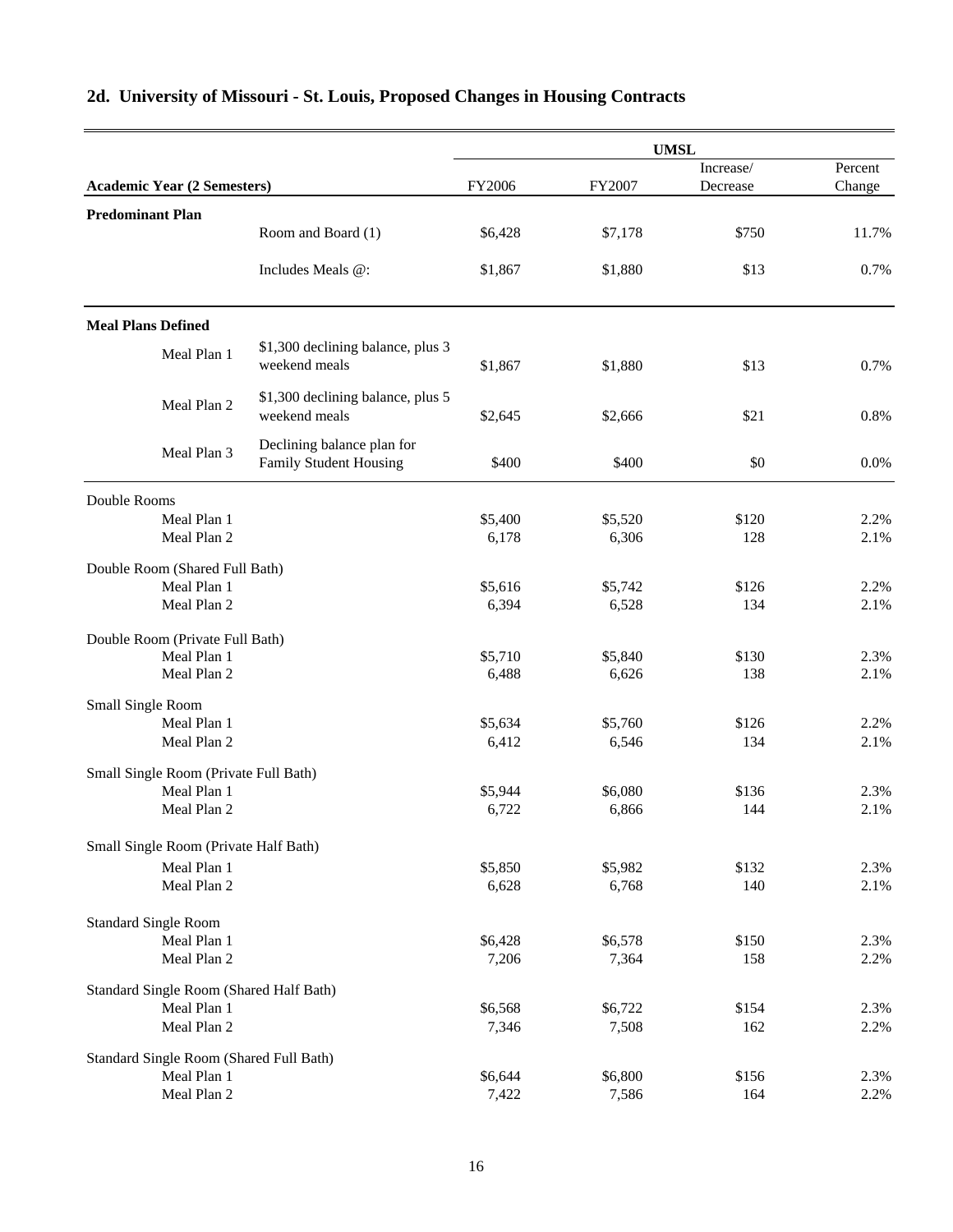## 2d. University of Missouri - St. Louis, Proposed Changes in Housing Contracts

| | | UMSL | | | |
|---|---|---|---|---|---|
| **Academic Year (2 Semesters)** | | FY2006 | FY2007 | Increase/ Decrease | Percent Change |
| **Predominant Plan** | Room and Board (1) | $6,428 | $7,178 | $750 | 11.7% |
| | Includes Meals @: | $1,867 | $1,880 | $13 | 0.7% |
| **Meal Plans Defined** | | | | | |
| Meal Plan 1 | $1,300 declining balance, plus 3 weekend meals | $1,867 | $1,880 | $13 | 0.7% |
| Meal Plan 2 | $1,300 declining balance, plus 5 weekend meals | $2,645 | $2,666 | $21 | 0.8% |
| Meal Plan 3 | Declining balance plan for Family Student Housing | $400 | $400 | $0 | 0.0% |
| Double Rooms | | | | | |
| Meal Plan 1 | | $5,400 | $5,520 | $120 | 2.2% |
| Meal Plan 2 | | 6,178 | 6,306 | 128 | 2.1% |
| Double Room (Shared Full Bath) | | | | | |
| Meal Plan 1 | | $5,616 | $5,742 | $126 | 2.2% |
| Meal Plan 2 | | 6,394 | 6,528 | 134 | 2.1% |
| Double Room (Private Full Bath) | | | | | |
| Meal Plan 1 | | $5,710 | $5,840 | $130 | 2.3% |
| Meal Plan 2 | | 6,488 | 6,626 | 138 | 2.1% |
| Small Single Room | | | | | |
| Meal Plan 1 | | $5,634 | $5,760 | $126 | 2.2% |
| Meal Plan 2 | | 6,412 | 6,546 | 134 | 2.1% |
| Small Single Room (Private Full Bath) | | | | | |
| Meal Plan 1 | | $5,944 | $6,080 | $136 | 2.3% |
| Meal Plan 2 | | 6,722 | 6,866 | 144 | 2.1% |
| Small Single Room (Private Half Bath) | | | | | |
| Meal Plan 1 | | $5,850 | $5,982 | $132 | 2.3% |
| Meal Plan 2 | | 6,628 | 6,768 | 140 | 2.1% |
| Standard Single Room | | | | | |
| Meal Plan 1 | | $6,428 | $6,578 | $150 | 2.3% |
| Meal Plan 2 | | 7,206 | 7,364 | 158 | 2.2% |
| Standard Single Room (Shared Half Bath) | | | | | |
| Meal Plan 1 | | $6,568 | $6,722 | $154 | 2.3% |
| Meal Plan 2 | | 7,346 | 7,508 | 162 | 2.2% |
| Standard Single Room (Shared Full Bath) | | | | | |
| Meal Plan 1 | | $6,644 | $6,800 | $156 | 2.3% |
| Meal Plan 2 | | 7,422 | 7,586 | 164 | 2.2% |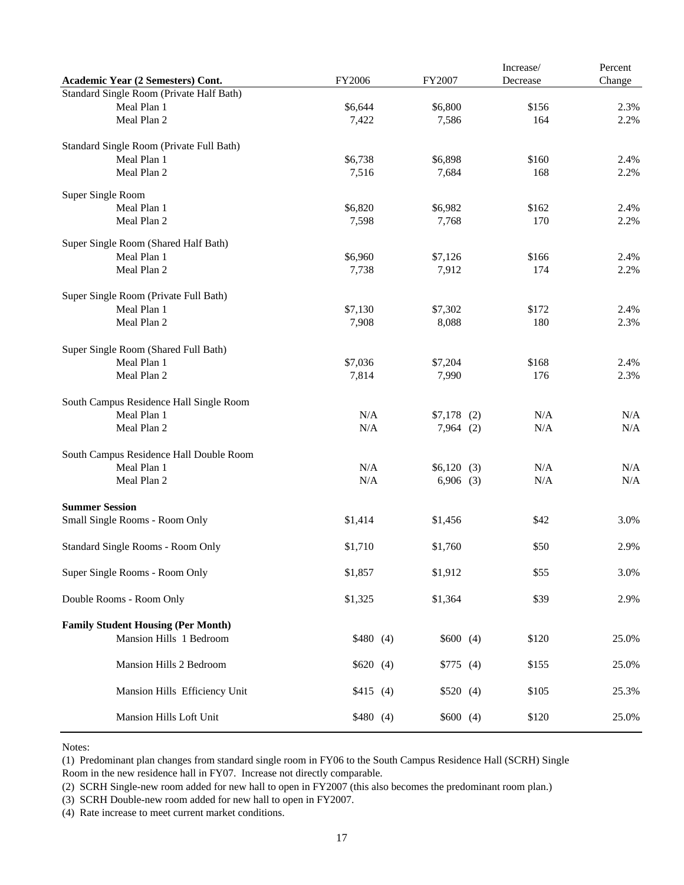| Academic Year (2 Semesters) Cont. | FY2006 | FY2007 | Increase/ Decrease | Percent Change |
|---|---|---|---|---|
| Standard Single Room (Private Half Bath) | | | | |
| Meal Plan 1 | $6,644 | $6,800 | $156 | 2.3% |
| Meal Plan 2 | 7,422 | 7,586 | 164 | 2.2% |
| Standard Single Room (Private Full Bath) | | | | |
| Meal Plan 1 | $6,738 | $6,898 | $160 | 2.4% |
| Meal Plan 2 | 7,516 | 7,684 | 168 | 2.2% |
| Super Single Room | | | | |
| Meal Plan 1 | $6,820 | $6,982 | $162 | 2.4% |
| Meal Plan 2 | 7,598 | 7,768 | 170 | 2.2% |
| Super Single Room (Shared Half Bath) | | | | |
| Meal Plan 1 | $6,960 | $7,126 | $166 | 2.4% |
| Meal Plan 2 | 7,738 | 7,912 | 174 | 2.2% |
| Super Single Room (Private Full Bath) | | | | |
| Meal Plan 1 | $7,130 | $7,302 | $172 | 2.4% |
| Meal Plan 2 | 7,908 | 8,088 | 180 | 2.3% |
| Super Single Room (Shared Full Bath) | | | | |
| Meal Plan 1 | $7,036 | $7,204 | $168 | 2.4% |
| Meal Plan 2 | 7,814 | 7,990 | 176 | 2.3% |
| South Campus Residence Hall Single Room | | | | |
| Meal Plan 1 | N/A | $7,178 (2) | N/A | N/A |
| Meal Plan 2 | N/A | 7,964 (2) | N/A | N/A |
| South Campus Residence Hall Double Room | | | | |
| Meal Plan 1 | N/A | $6,120 (3) | N/A | N/A |
| Meal Plan 2 | N/A | 6,906 (3) | N/A | N/A |
| **Summer Session** | | | | |
| Small Single Rooms - Room Only | $1,414 | $1,456 | $42 | 3.0% |
| Standard Single Rooms - Room Only | $1,710 | $1,760 | $50 | 2.9% |
| Super Single Rooms - Room Only | $1,857 | $1,912 | $55 | 3.0% |
| Double Rooms - Room Only | $1,325 | $1,364 | $39 | 2.9% |
| **Family Student Housing (Per Month)** | | | | |
| Mansion Hills 1 Bedroom | $480 (4) | $600 (4) | $120 | 25.0% |
| Mansion Hills 2 Bedroom | $620 (4) | $775 (4) | $155 | 25.0% |
| Mansion Hills Efficiency Unit | $415 (4) | $520 (4) | $105 | 25.3% |
| Mansion Hills Loft Unit | $480 (4) | $600 (4) | $120 | 25.0% |

Notes:

(1) Predominant plan changes from standard single room in FY06 to the South Campus Residence Hall (SCRH) Single Room in the new residence hall in FY07. Increase not directly comparable.

(2) SCRH Single-new room added for new hall to open in FY2007 (this also becomes the predominant room plan.)

(3) SCRH Double-new room added for new hall to open in FY2007.

(4) Rate increase to meet current market conditions.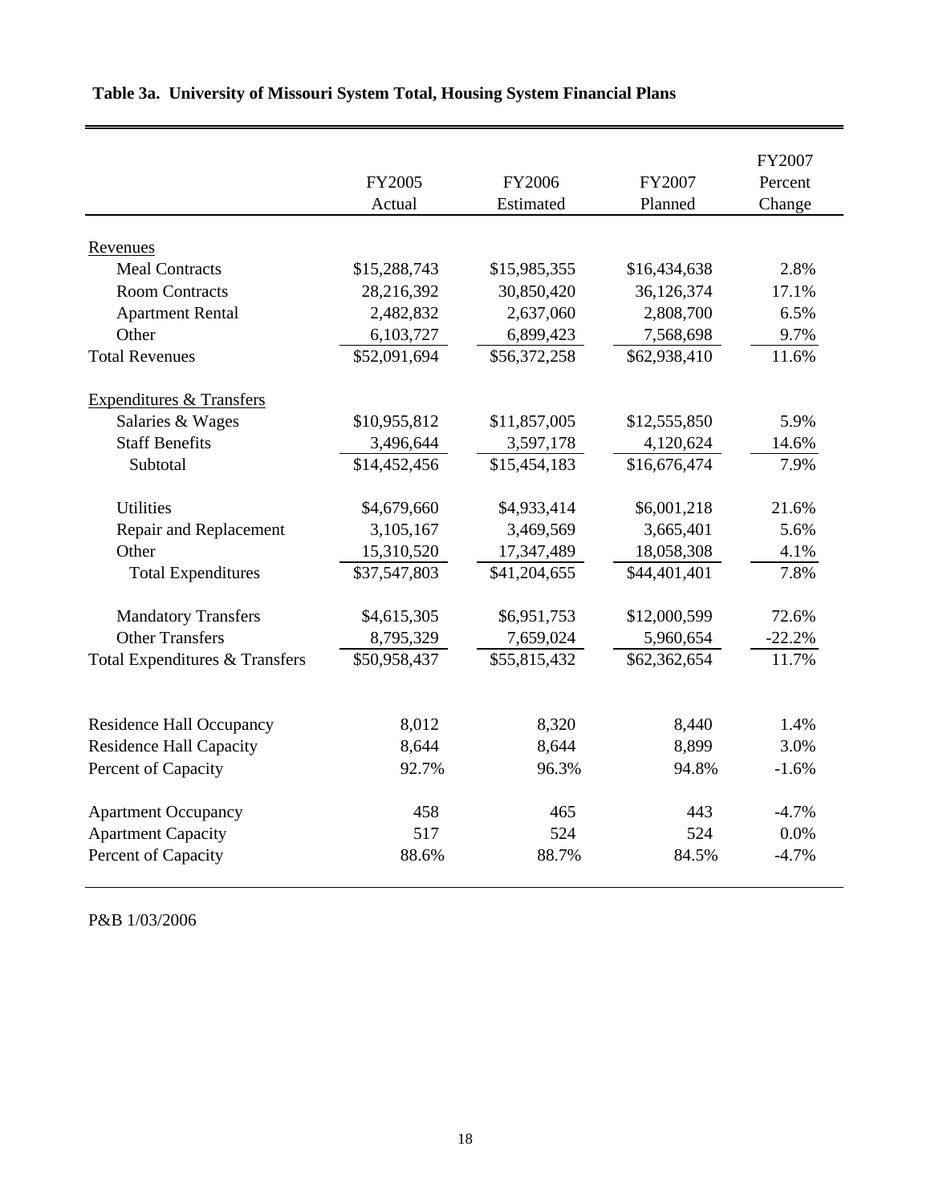**Table 3a. University of Missouri System Total, Housing System Financial Plans**

| | FY2005 Actual | FY2006 Estimated | FY2007 Planned | FY2007 Percent Change |
|---|---|---|---|---|
| Revenues | | | | |
| Meal Contracts | $15,288,743 | $15,985,355 | $16,434,638 | 2.8% |
| Room Contracts | 28,216,392 | 30,850,420 | 36,126,374 | 17.1% |
| Apartment Rental | 2,482,832 | 2,637,060 | 2,808,700 | 6.5% |
| Other | 6,103,727 | 6,899,423 | 7,568,698 | 9.7% |
| Total Revenues | $52,091,694 | $56,372,258 | $62,938,410 | 11.6% |
| Expenditures & Transfers | | | | |
| Salaries & Wages | $10,955,812 | $11,857,005 | $12,555,850 | 5.9% |
| Staff Benefits | 3,496,644 | 3,597,178 | 4,120,624 | 14.6% |
| Subtotal | $14,452,456 | $15,454,183 | $16,676,474 | 7.9% |
| Utilities | $4,679,660 | $4,933,414 | $6,001,218 | 21.6% |
| Repair and Replacement | 3,105,167 | 3,469,569 | 3,665,401 | 5.6% |
| Other | 15,310,520 | 17,347,489 | 18,058,308 | 4.1% |
| Total Expenditures | $37,547,803 | $41,204,655 | $44,401,401 | 7.8% |
| Mandatory Transfers | $4,615,305 | $6,951,753 | $12,000,599 | 72.6% |
| Other Transfers | 8,795,329 | 7,659,024 | 5,960,654 | -22.2% |
| Total Expenditures & Transfers | $50,958,437 | $55,815,432 | $62,362,654 | 11.7% |
| Residence Hall Occupancy | 8,012 | 8,320 | 8,440 | 1.4% |
| Residence Hall Capacity | 8,644 | 8,644 | 8,899 | 3.0% |
| Percent of Capacity | 92.7% | 96.3% | 94.8% | -1.6% |
| Apartment Occupancy | 458 | 465 | 443 | -4.7% |
| Apartment Capacity | 517 | 524 | 524 | 0.0% |
| Percent of Capacity | 88.6% | 88.7% | 84.5% | -4.7% |

P&B 1/03/2006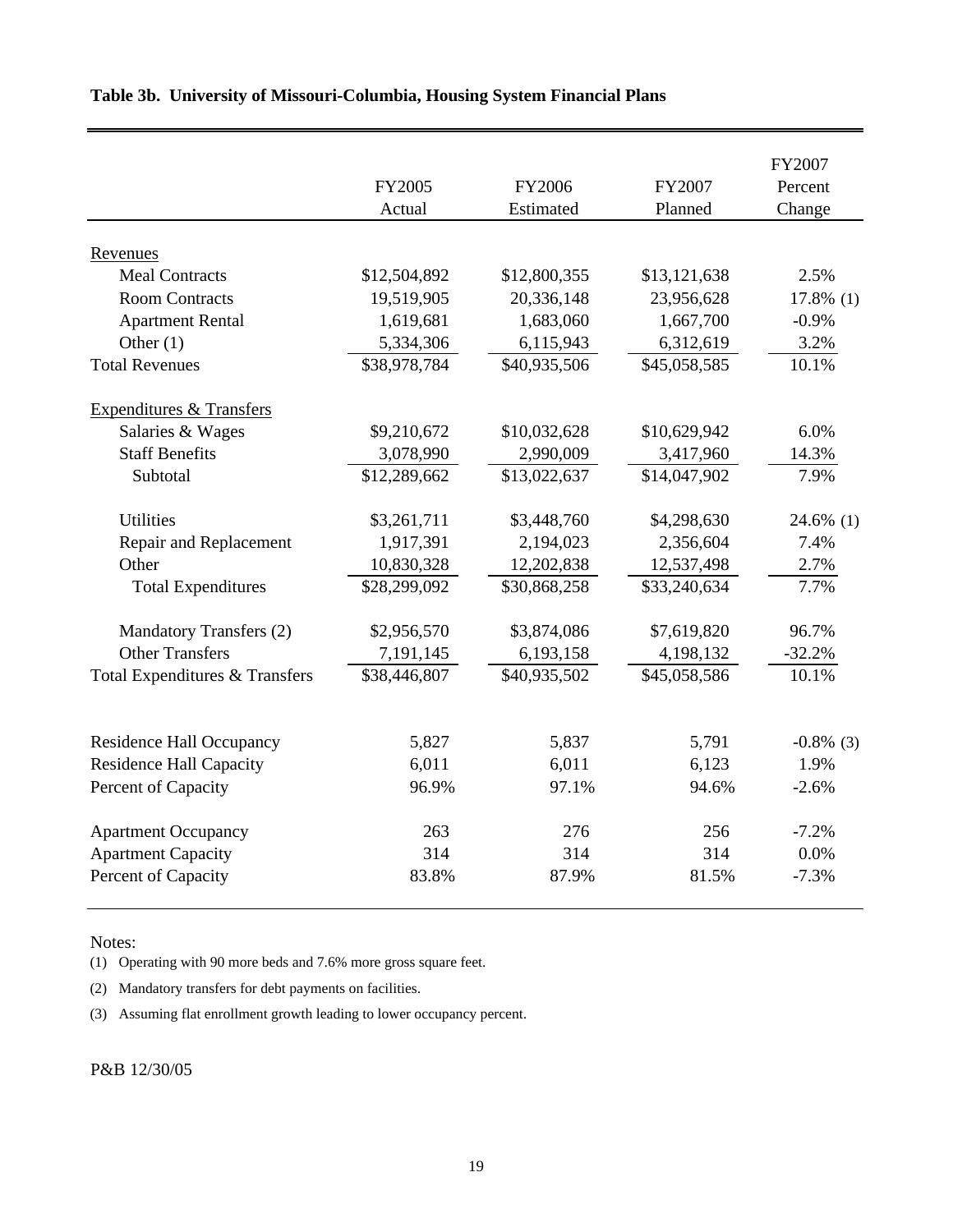**Table 3b. University of Missouri-Columbia, Housing System Financial Plans**

| | FY2005 Actual | FY2006 Estimated | FY2007 Planned | FY2007 Percent Change |
|---|---|---|---|---|
| Revenues | | | | |
| Meal Contracts | $12,504,892 | $12,800,355 | $13,121,638 | 2.5% |
| Room Contracts | 19,519,905 | 20,336,148 | 23,956,628 | 17.8% (1) |
| Apartment Rental | 1,619,681 | 1,683,060 | 1,667,700 | -0.9% |
| Other (1) | 5,334,306 | 6,115,943 | 6,312,619 | 3.2% |
| Total Revenues | $38,978,784 | $40,935,506 | $45,058,585 | 10.1% |
| Expenditures & Transfers | | | | |
| Salaries & Wages | $9,210,672 | $10,032,628 | $10,629,942 | 6.0% |
| Staff Benefits | 3,078,990 | 2,990,009 | 3,417,960 | 14.3% |
| Subtotal | $12,289,662 | $13,022,637 | $14,047,902 | 7.9% |
| Utilities | $3,261,711 | $3,448,760 | $4,298,630 | 24.6% (1) |
| Repair and Replacement | 1,917,391 | 2,194,023 | 2,356,604 | 7.4% |
| Other | 10,830,328 | 12,202,838 | 12,537,498 | 2.7% |
| Total Expenditures | $28,299,092 | $30,868,258 | $33,240,634 | 7.7% |
| Mandatory Transfers (2) | $2,956,570 | $3,874,086 | $7,619,820 | 96.7% |
| Other Transfers | 7,191,145 | 6,193,158 | 4,198,132 | -32.2% |
| Total Expenditures & Transfers | $38,446,807 | $40,935,502 | $45,058,586 | 10.1% |
| Residence Hall Occupancy | 5,827 | 5,837 | 5,791 | -0.8% (3) |
| Residence Hall Capacity | 6,011 | 6,011 | 6,123 | 1.9% |
| Percent of Capacity | 96.9% | 97.1% | 94.6% | -2.6% |
| Apartment Occupancy | 263 | 276 | 256 | -7.2% |
| Apartment Capacity | 314 | 314 | 314 | 0.0% |
| Percent of Capacity | 83.8% | 87.9% | 81.5% | -7.3% |

Notes:

(1) Operating with 90 more beds and 7.6% more gross square feet.

(2) Mandatory transfers for debt payments on facilities.

(3) Assuming flat enrollment growth leading to lower occupancy percent.

P&B 12/30/05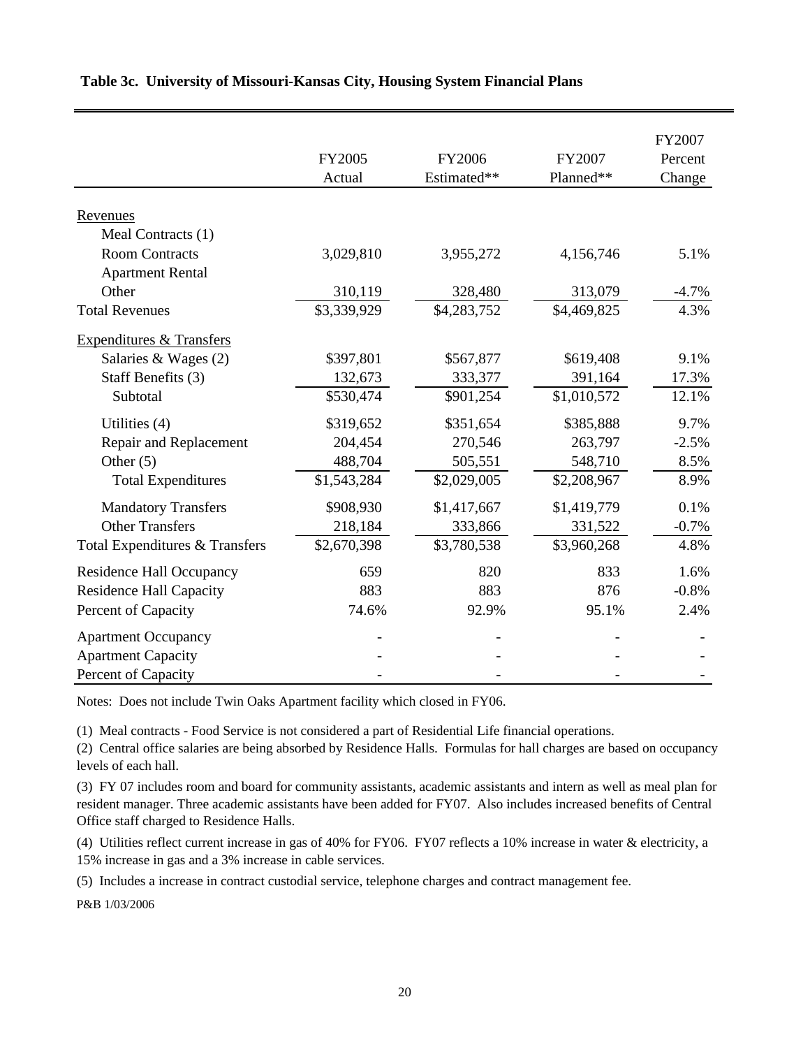**Table 3c. University of Missouri-Kansas City, Housing System Financial Plans**

| | FY2005 Actual | FY2006 Estimated** | FY2007 Planned** | FY2007 Percent Change |
|---|---|---|---|---|
| Revenues | | | | |
| Meal Contracts (1) | | | | |
| Room Contracts | 3,029,810 | 3,955,272 | 4,156,746 | 5.1% |
| Apartment Rental | | | | |
| Other | 310,119 | 328,480 | 313,079 | -4.7% |
| Total Revenues | $3,339,929 | $4,283,752 | $4,469,825 | 4.3% |
| Expenditures & Transfers | | | | |
| Salaries & Wages (2) | $397,801 | $567,877 | $619,408 | 9.1% |
| Staff Benefits (3) | 132,673 | 333,377 | 391,164 | 17.3% |
| Subtotal | $530,474 | $901,254 | $1,010,572 | 12.1% |
| Utilities (4) | $319,652 | $351,654 | $385,888 | 9.7% |
| Repair and Replacement | 204,454 | 270,546 | 263,797 | -2.5% |
| Other (5) | 488,704 | 505,551 | 548,710 | 8.5% |
| Total Expenditures | $1,543,284 | $2,029,005 | $2,208,967 | 8.9% |
| Mandatory Transfers | $908,930 | $1,417,667 | $1,419,779 | 0.1% |
| Other Transfers | 218,184 | 333,866 | 331,522 | -0.7% |
| Total Expenditures & Transfers | $2,670,398 | $3,780,538 | $3,960,268 | 4.8% |
| Residence Hall Occupancy | 659 | 820 | 833 | 1.6% |
| Residence Hall Capacity | 883 | 883 | 876 | -0.8% |
| Percent of Capacity | 74.6% | 92.9% | 95.1% | 2.4% |
| Apartment Occupancy | - | - | - | - |
| Apartment Capacity | - | - | - | - |
| Percent of Capacity | - | - | - | - |

Notes: Does not include Twin Oaks Apartment facility which closed in FY06.

(1) Meal contracts - Food Service is not considered a part of Residential Life financial operations.

(2) Central office salaries are being absorbed by Residence Halls. Formulas for hall charges are based on occupancy levels of each hall.

(3) FY 07 includes room and board for community assistants, academic assistants and intern as well as meal plan for resident manager. Three academic assistants have been added for FY07. Also includes increased benefits of Central Office staff charged to Residence Halls.

(4) Utilities reflect current increase in gas of 40% for FY06. FY07 reflects a 10% increase in water & electricity, a 15% increase in gas and a 3% increase in cable services.

(5) Includes a increase in contract custodial service, telephone charges and contract management fee.

P&B 1/03/2006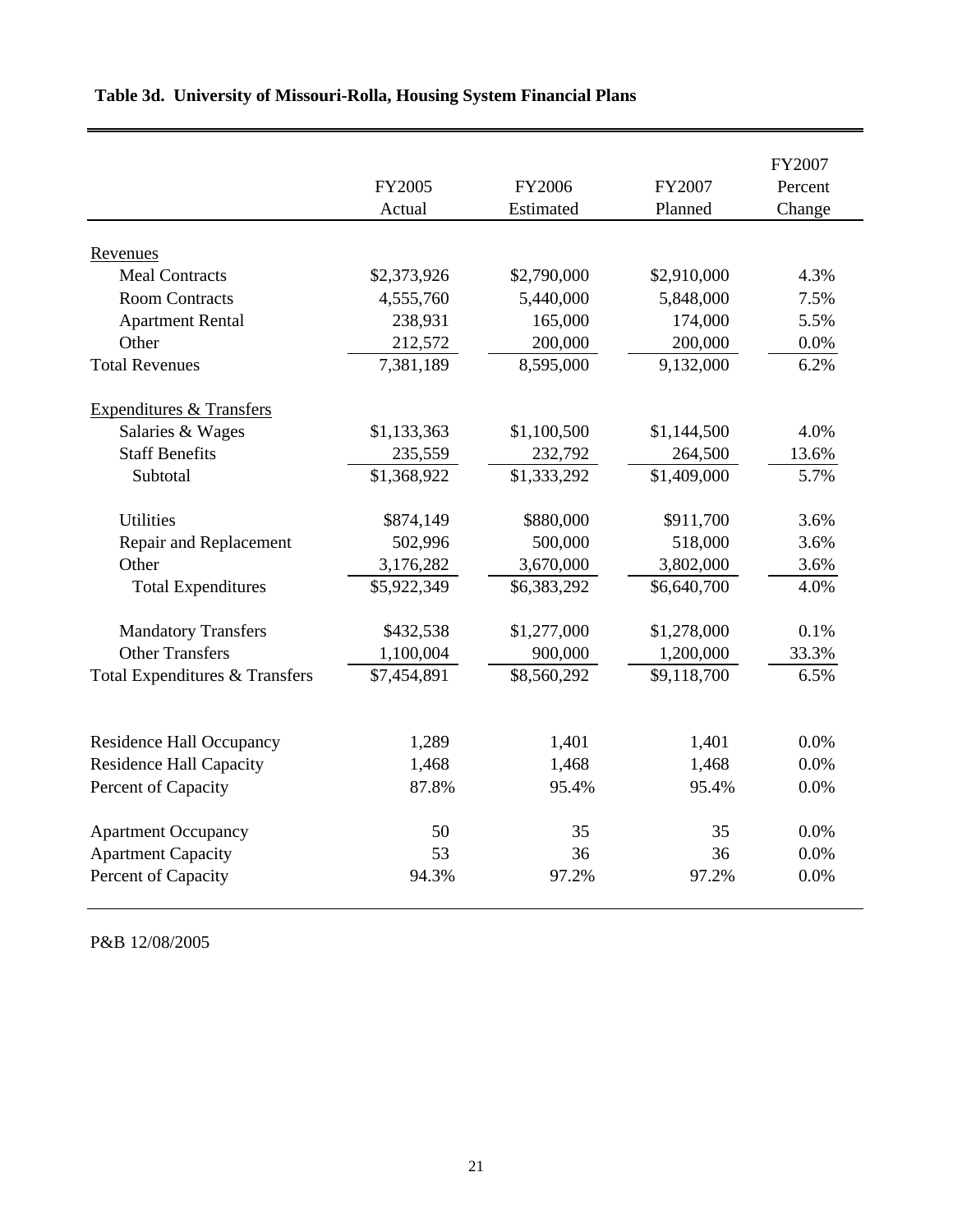**Table 3d. University of Missouri-Rolla, Housing System Financial Plans**

| | FY2005 Actual | FY2006 Estimated | FY2007 Planned | FY2007 Percent Change |
|---|---|---|---|---|
| Revenues | | | | |
| Meal Contracts | $2,373,926 | $2,790,000 | $2,910,000 | 4.3% |
| Room Contracts | 4,555,760 | 5,440,000 | 5,848,000 | 7.5% |
| Apartment Rental | 238,931 | 165,000 | 174,000 | 5.5% |
| Other | 212,572 | 200,000 | 200,000 | 0.0% |
| Total Revenues | 7,381,189 | 8,595,000 | 9,132,000 | 6.2% |
| Expenditures & Transfers | | | | |
| Salaries & Wages | $1,133,363 | $1,100,500 | $1,144,500 | 4.0% |
| Staff Benefits | 235,559 | 232,792 | 264,500 | 13.6% |
| Subtotal | $1,368,922 | $1,333,292 | $1,409,000 | 5.7% |
| Utilities | $874,149 | $880,000 | $911,700 | 3.6% |
| Repair and Replacement | 502,996 | 500,000 | 518,000 | 3.6% |
| Other | 3,176,282 | 3,670,000 | 3,802,000 | 3.6% |
| Total Expenditures | $5,922,349 | $6,383,292 | $6,640,700 | 4.0% |
| Mandatory Transfers | $432,538 | $1,277,000 | $1,278,000 | 0.1% |
| Other Transfers | 1,100,004 | 900,000 | 1,200,000 | 33.3% |
| Total Expenditures & Transfers | $7,454,891 | $8,560,292 | $9,118,700 | 6.5% |
| Residence Hall Occupancy | 1,289 | 1,401 | 1,401 | 0.0% |
| Residence Hall Capacity | 1,468 | 1,468 | 1,468 | 0.0% |
| Percent of Capacity | 87.8% | 95.4% | 95.4% | 0.0% |
| Apartment Occupancy | 50 | 35 | 35 | 0.0% |
| Apartment Capacity | 53 | 36 | 36 | 0.0% |
| Percent of Capacity | 94.3% | 97.2% | 97.2% | 0.0% |

P&B 12/08/2005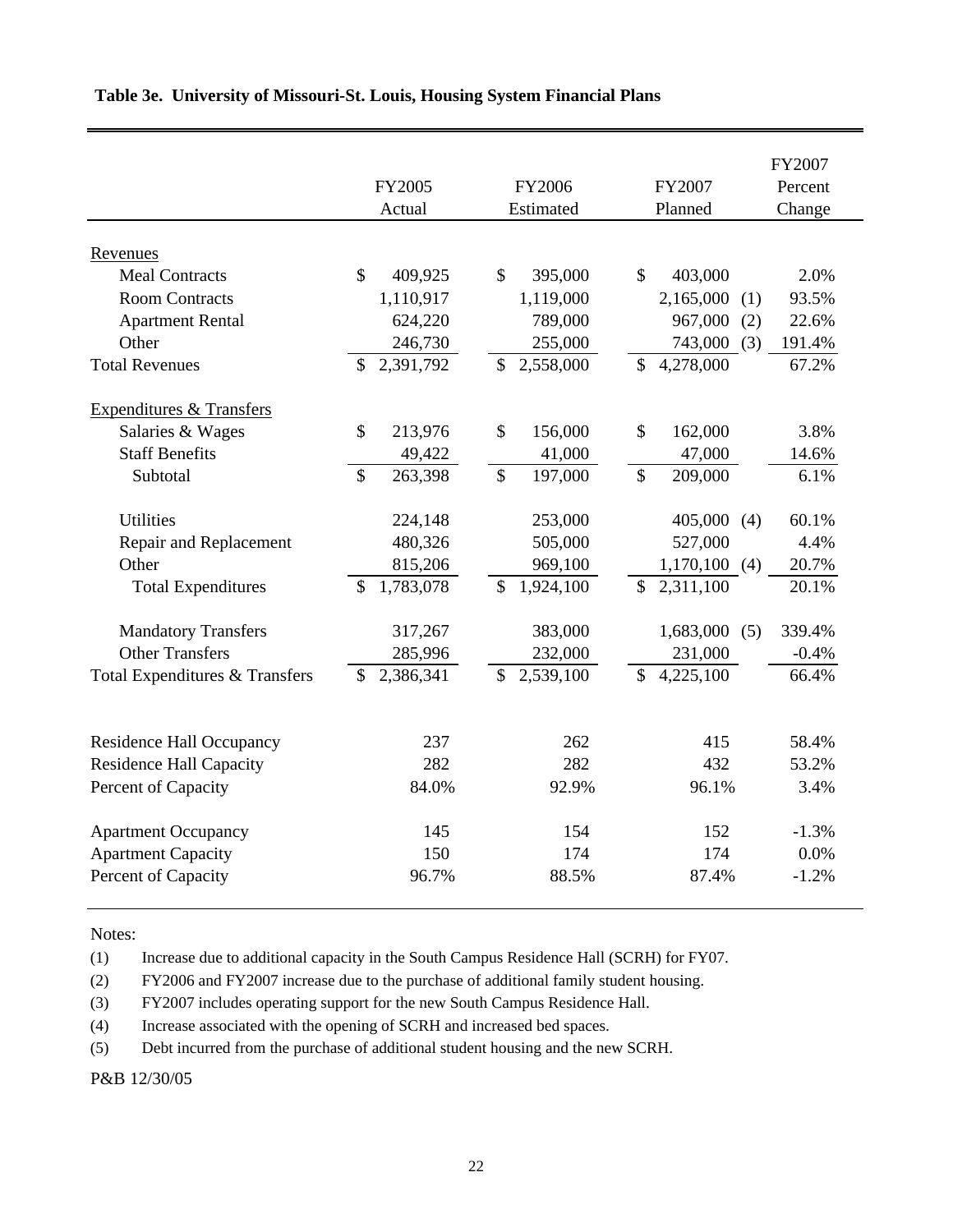**Table 3e. University of Missouri-St. Louis, Housing System Financial Plans**

| | FY2005 Actual | FY2006 Estimated | FY2007 Planned | FY2007 Percent Change |
|---|---|---|---|---|
| Revenues | | | | |
| Meal Contracts | $ 409,925 | $ 395,000 | $ 403,000 | 2.0% |
| Room Contracts | 1,110,917 | 1,119,000 | 2,165,000 (1) | 93.5% |
| Apartment Rental | 624,220 | 789,000 | 967,000 (2) | 22.6% |
| Other | 246,730 | 255,000 | 743,000 (3) | 191.4% |
| Total Revenues | $ 2,391,792 | $ 2,558,000 | $ 4,278,000 | 67.2% |
| Expenditures & Transfers | | | | |
| Salaries & Wages | $ 213,976 | $ 156,000 | $ 162,000 | 3.8% |
| Staff Benefits | 49,422 | 41,000 | 47,000 | 14.6% |
| Subtotal | $ 263,398 | $ 197,000 | $ 209,000 | 6.1% |
| Utilities | 224,148 | 253,000 | 405,000 (4) | 60.1% |
| Repair and Replacement | 480,326 | 505,000 | 527,000 | 4.4% |
| Other | 815,206 | 969,100 | 1,170,100 (4) | 20.7% |
| Total Expenditures | $ 1,783,078 | $ 1,924,100 | $ 2,311,100 | 20.1% |
| Mandatory Transfers | 317,267 | 383,000 | 1,683,000 (5) | 339.4% |
| Other Transfers | 285,996 | 232,000 | 231,000 | -0.4% |
| Total Expenditures & Transfers | $ 2,386,341 | $ 2,539,100 | $ 4,225,100 | 66.4% |
| Residence Hall Occupancy | 237 | 262 | 415 | 58.4% |
| Residence Hall Capacity | 282 | 282 | 432 | 53.2% |
| Percent of Capacity | 84.0% | 92.9% | 96.1% | 3.4% |
| Apartment Occupancy | 145 | 154 | 152 | -1.3% |
| Apartment Capacity | 150 | 174 | 174 | 0.0% |
| Percent of Capacity | 96.7% | 88.5% | 87.4% | -1.2% |

Notes:

(1) Increase due to additional capacity in the South Campus Residence Hall (SCRH) for FY07.

(2) FY2006 and FY2007 increase due to the purchase of additional family student housing.

(3) FY2007 includes operating support for the new South Campus Residence Hall.

(4) Increase associated with the opening of SCRH and increased bed spaces.

(5) Debt incurred from the purchase of additional student housing and the new SCRH.

P&B 12/30/05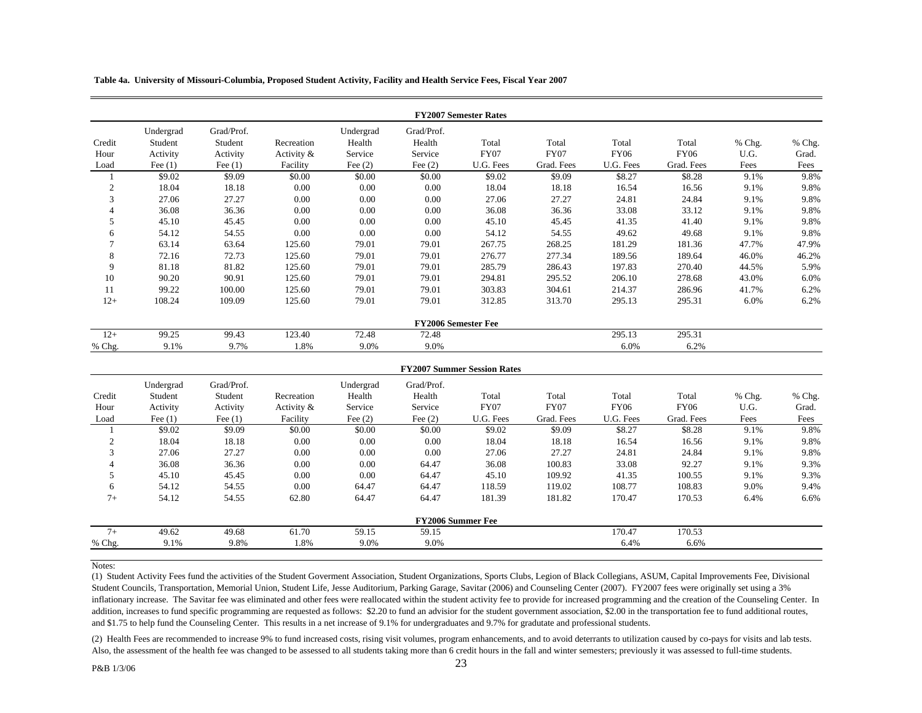**Table 4a. University of Missouri-Columbia, Proposed Student Activity, Facility and Health Service Fees, Fiscal Year 2007**

**FY2007 Semester Rates**

| Credit Hour Load | Undergrad Student Activity Fee (1) | Grad/Prof. Student Activity Fee (1) | Recreation Activity & Facility | Undergrad Health Service Fee (2) | Grad/Prof. Health Service Fee (2) | Total FY07 U.G. Fees | Total FY07 Grad. Fees | Total FY06 U.G. Fees | Total FY06 Grad. Fees | % Chg. U.G. Fees | % Chg. Grad. Fees |
|---|---|---|---|---|---|---|---|---|---|---|---|
| 1 | $9.02 | $9.09 | $0.00 | $0.00 | $0.00 | $9.02 | $9.09 | $8.27 | $8.28 | 9.1% | 9.8% |
| 2 | 18.04 | 18.18 | 0.00 | 0.00 | 0.00 | 18.04 | 18.18 | 16.54 | 16.56 | 9.1% | 9.8% |
| 3 | 27.06 | 27.27 | 0.00 | 0.00 | 0.00 | 27.06 | 27.27 | 24.81 | 24.84 | 9.1% | 9.8% |
| 4 | 36.08 | 36.36 | 0.00 | 0.00 | 0.00 | 36.08 | 36.36 | 33.08 | 33.12 | 9.1% | 9.8% |
| 5 | 45.10 | 45.45 | 0.00 | 0.00 | 0.00 | 45.10 | 45.45 | 41.35 | 41.40 | 9.1% | 9.8% |
| 6 | 54.12 | 54.55 | 0.00 | 0.00 | 0.00 | 54.12 | 54.55 | 49.62 | 49.68 | 9.1% | 9.8% |
| 7 | 63.14 | 63.64 | 125.60 | 79.01 | 79.01 | 267.75 | 268.25 | 181.29 | 181.36 | 47.7% | 47.9% |
| 8 | 72.16 | 72.73 | 125.60 | 79.01 | 79.01 | 276.77 | 277.34 | 189.56 | 189.64 | 46.0% | 46.2% |
| 9 | 81.18 | 81.82 | 125.60 | 79.01 | 79.01 | 285.79 | 286.43 | 197.83 | 270.40 | 44.5% | 5.9% |
| 10 | 90.20 | 90.91 | 125.60 | 79.01 | 79.01 | 294.81 | 295.52 | 206.10 | 278.68 | 43.0% | 6.0% |
| 11 | 99.22 | 100.00 | 125.60 | 79.01 | 79.01 | 303.83 | 304.61 | 214.37 | 286.96 | 41.7% | 6.2% |
| 12+ | 108.24 | 109.09 | 125.60 | 79.01 | 79.01 | 312.85 | 313.70 | 295.13 | 295.31 | 6.0% | 6.2% |

**FY2006 Semester Fee**

| Credit Hour Load | Undergrad Student Activity Fee (1) | Grad/Prof. Student Activity Fee (1) | Recreation Activity & Facility | Undergrad Health Service Fee (2) | Grad/Prof. Health Service Fee (2) | Total FY07 U.G. Fees | Total FY07 Grad. Fees | Total FY06 U.G. Fees | Total FY06 Grad. Fees | % Chg. U.G. Fees | % Chg. Grad. Fees |
|---|---|---|---|---|---|---|---|---|---|---|---|
| 12+ | 99.25 | 99.43 | 123.40 | 72.48 | 72.48 | | | 295.13 | 295.31 | | |
| % Chg. | 9.1% | 9.7% | 1.8% | 9.0% | 9.0% | | | 6.0% | 6.2% | | |

**FY2007 Summer Session Rates**

| Credit Hour Load | Undergrad Student Activity Fee (1) | Grad/Prof. Student Activity Fee (1) | Recreation Activity & Facility | Undergrad Health Service Fee (2) | Grad/Prof. Health Service Fee (2) | Total FY07 U.G. Fees | Total FY07 Grad. Fees | Total FY06 U.G. Fees | Total FY06 Grad. Fees | % Chg. U.G. Fees | % Chg. Grad. Fees |
|---|---|---|---|---|---|---|---|---|---|---|---|
| 1 | $9.02 | $9.09 | $0.00 | $0.00 | $0.00 | $9.02 | $9.09 | $8.27 | $8.28 | 9.1% | 9.8% |
| 2 | 18.04 | 18.18 | 0.00 | 0.00 | 0.00 | 18.04 | 18.18 | 16.54 | 16.56 | 9.1% | 9.8% |
| 3 | 27.06 | 27.27 | 0.00 | 0.00 | 0.00 | 27.06 | 27.27 | 24.81 | 24.84 | 9.1% | 9.8% |
| 4 | 36.08 | 36.36 | 0.00 | 0.00 | 64.47 | 36.08 | 100.83 | 33.08 | 92.27 | 9.1% | 9.3% |
| 5 | 45.10 | 45.45 | 0.00 | 0.00 | 64.47 | 45.10 | 109.92 | 41.35 | 100.55 | 9.1% | 9.3% |
| 6 | 54.12 | 54.55 | 0.00 | 64.47 | 64.47 | 118.59 | 119.02 | 108.77 | 108.83 | 9.0% | 9.4% |
| 7+ | 54.12 | 54.55 | 62.80 | 64.47 | 64.47 | 181.39 | 181.82 | 170.47 | 170.53 | 6.4% | 6.6% |

**FY2006 Summer Fee**

| Credit Hour Load | Undergrad Student Activity Fee (1) | Grad/Prof. Student Activity Fee (1) | Recreation Activity & Facility | Undergrad Health Service Fee (2) | Grad/Prof. Health Service Fee (2) | Total FY07 U.G. Fees | Total FY07 Grad. Fees | Total FY06 U.G. Fees | Total FY06 Grad. Fees | % Chg. U.G. Fees | % Chg. Grad. Fees |
|---|---|---|---|---|---|---|---|---|---|---|---|
| 7+ | 49.62 | 49.68 | 61.70 | 59.15 | 59.15 | | | 170.47 | 170.53 | | |
| % Chg. | 9.1% | 9.8% | 1.8% | 9.0% | 9.0% | | | 6.4% | 6.6% | | |

Notes:

(1) Student Activity Fees fund the activities of the Student Goverment Association, Student Organizations, Sports Clubs, Legion of Black Collegians, ASUM, Capital Improvements Fee, Divisional Student Councils, Transportation, Memorial Union, Student Life, Jesse Auditorium, Parking Garage, Savitar (2006) and Counseling Center (2007). FY2007 fees were originally set using a 3% inflationary increase. The Savitar fee was eliminated and other fees were reallocated within the student activity fee to provide for increased programming and the creation of the Counseling Center. In addition, increases to fund specific programming are requested as follows: $2.20 to fund an advisior for the student government association, $2.00 in the transportation fee to fund additional routes, and $1.75 to help fund the Counseling Center. This results in a net increase of 9.1% for undergraduates and 9.7% for gradutate and professional students.

(2) Health Fees are recommended to increase 9% to fund increased costs, rising visit volumes, program enhancements, and to avoid deterrants to utilization caused by co-pays for visits and lab tests. Also, the assessment of the health fee was changed to be assessed to all students taking more than 6 credit hours in the fall and winter semesters; previously it was assessed to full-time students.

P&B 1/3/06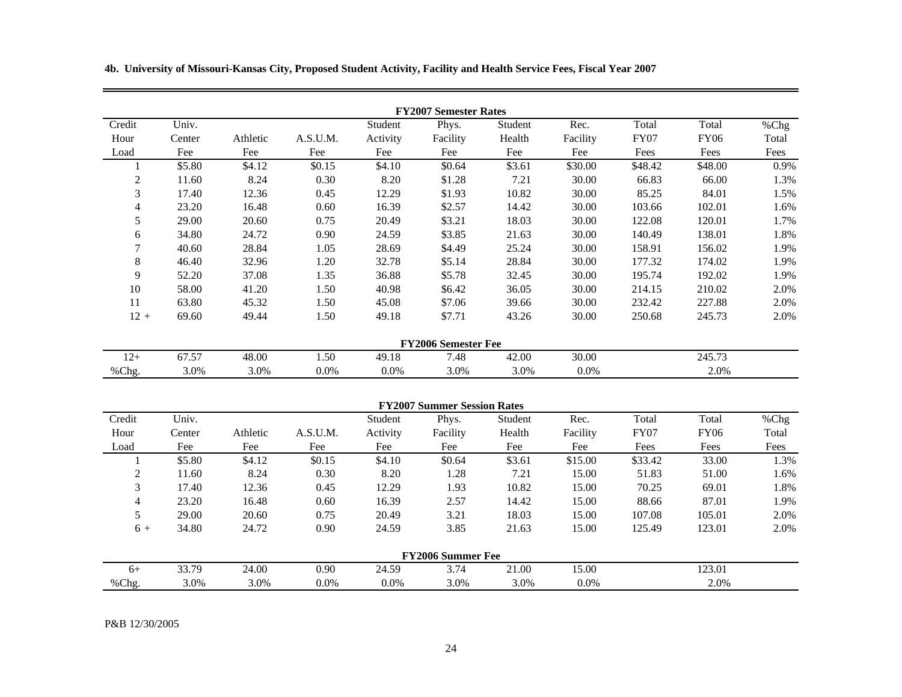**4b. University of Missouri-Kansas City, Proposed Student Activity, Facility and Health Service Fees, Fiscal Year 2007**

**FY2007 Semester Rates**

| Credit Hour Load | Univ. Center Fee | Athletic Fee | A.S.U.M. Fee | Student Activity Fee | Phys. Facility Fee | Student Health Fee | Rec. Facility Fee | Total FY07 Fees | Total FY06 Fees | %Chg Total Fees |
|---|---|---|---|---|---|---|---|---|---|---|
| 1 | $5.80 | $4.12 | $0.15 | $4.10 | $0.64 | $3.61 | $30.00 | $48.42 | $48.00 | 0.9% |
| 2 | 11.60 | 8.24 | 0.30 | 8.20 | $1.28 | 7.21 | 30.00 | 66.83 | 66.00 | 1.3% |
| 3 | 17.40 | 12.36 | 0.45 | 12.29 | $1.93 | 10.82 | 30.00 | 85.25 | 84.01 | 1.5% |
| 4 | 23.20 | 16.48 | 0.60 | 16.39 | $2.57 | 14.42 | 30.00 | 103.66 | 102.01 | 1.6% |
| 5 | 29.00 | 20.60 | 0.75 | 20.49 | $3.21 | 18.03 | 30.00 | 122.08 | 120.01 | 1.7% |
| 6 | 34.80 | 24.72 | 0.90 | 24.59 | $3.85 | 21.63 | 30.00 | 140.49 | 138.01 | 1.8% |
| 7 | 40.60 | 28.84 | 1.05 | 28.69 | $4.49 | 25.24 | 30.00 | 158.91 | 156.02 | 1.9% |
| 8 | 46.40 | 32.96 | 1.20 | 32.78 | $5.14 | 28.84 | 30.00 | 177.32 | 174.02 | 1.9% |
| 9 | 52.20 | 37.08 | 1.35 | 36.88 | $5.78 | 32.45 | 30.00 | 195.74 | 192.02 | 1.9% |
| 10 | 58.00 | 41.20 | 1.50 | 40.98 | $6.42 | 36.05 | 30.00 | 214.15 | 210.02 | 2.0% |
| 11 | 63.80 | 45.32 | 1.50 | 45.08 | $7.06 | 39.66 | 30.00 | 232.42 | 227.88 | 2.0% |
| 12 + | 69.60 | 49.44 | 1.50 | 49.18 | $7.71 | 43.26 | 30.00 | 250.68 | 245.73 | 2.0% |

**FY2006 Semester Fee**

| | | | | | | | | | | |
|---|---|---|---|---|---|---|---|---|---|---|
| 12+ | 67.57 | 48.00 | 1.50 | 49.18 | 7.48 | 42.00 | 30.00 | | 245.73 | |
| %Chg. | 3.0% | 3.0% | 0.0% | 0.0% | 3.0% | 3.0% | 0.0% | | 2.0% | |

**FY2007 Summer Session Rates**

| Credit Hour Load | Univ. Center Fee | Athletic Fee | A.S.U.M. Fee | Student Activity Fee | Phys. Facility Fee | Student Health Fee | Rec. Facility Fee | Total FY07 Fees | Total FY06 Fees | %Chg Total Fees |
|---|---|---|---|---|---|---|---|---|---|---|
| 1 | $5.80 | $4.12 | $0.15 | $4.10 | $0.64 | $3.61 | $15.00 | $33.42 | 33.00 | 1.3% |
| 2 | 11.60 | 8.24 | 0.30 | 8.20 | 1.28 | 7.21 | 15.00 | 51.83 | 51.00 | 1.6% |
| 3 | 17.40 | 12.36 | 0.45 | 12.29 | 1.93 | 10.82 | 15.00 | 70.25 | 69.01 | 1.8% |
| 4 | 23.20 | 16.48 | 0.60 | 16.39 | 2.57 | 14.42 | 15.00 | 88.66 | 87.01 | 1.9% |
| 5 | 29.00 | 20.60 | 0.75 | 20.49 | 3.21 | 18.03 | 15.00 | 107.08 | 105.01 | 2.0% |
| 6 + | 34.80 | 24.72 | 0.90 | 24.59 | 3.85 | 21.63 | 15.00 | 125.49 | 123.01 | 2.0% |

**FY2006 Summer Fee**

| | | | | | | | | | | |
|---|---|---|---|---|---|---|---|---|---|---|
| 6+ | 33.79 | 24.00 | 0.90 | 24.59 | 3.74 | 21.00 | 15.00 | | 123.01 | |
| %Chg. | 3.0% | 3.0% | 0.0% | 0.0% | 3.0% | 3.0% | 0.0% | | 2.0% | |

P&B 12/30/2005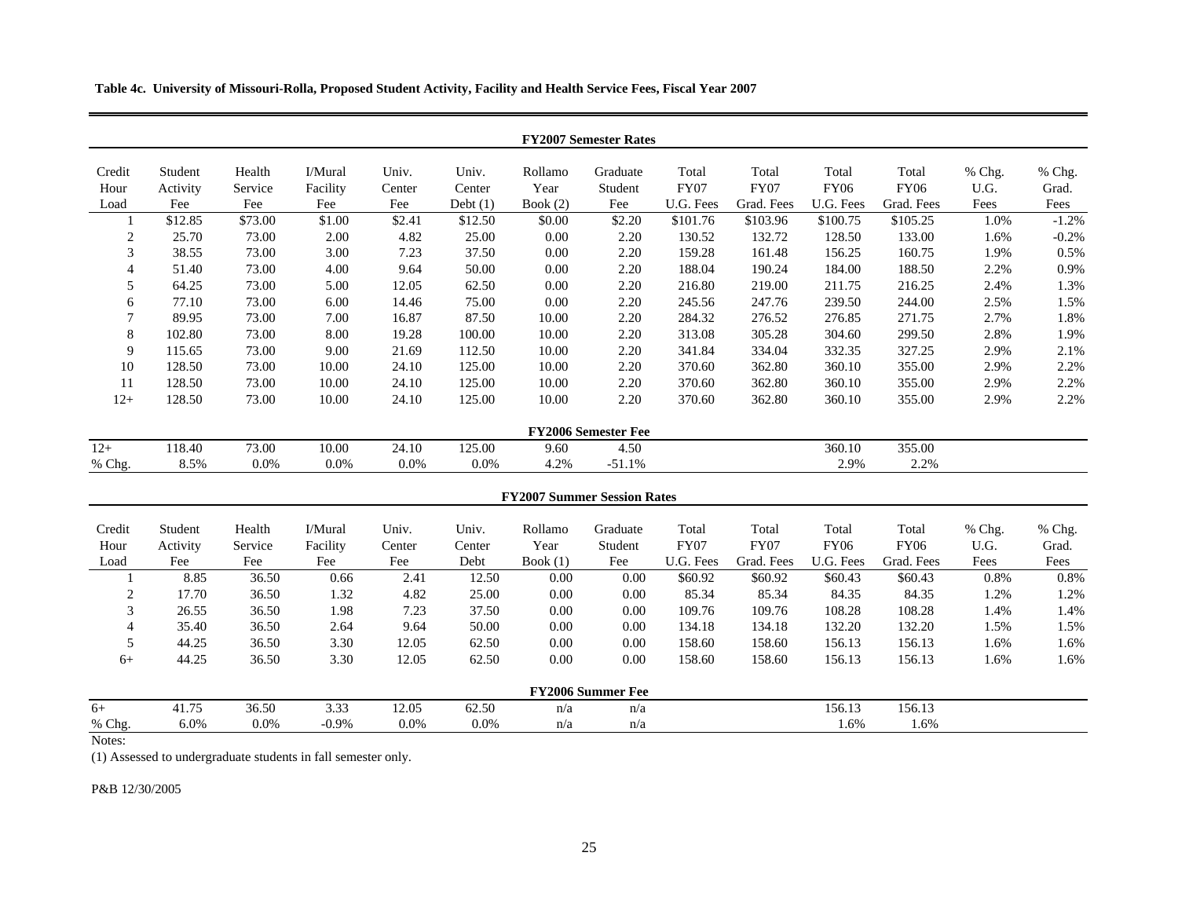**Table 4c. University of Missouri-Rolla, Proposed Student Activity, Facility and Health Service Fees, Fiscal Year 2007**

**FY2007 Semester Rates**

| Credit Hour Load | Student Activity Fee | Health Service Fee | I/Mural Facility Fee | Univ. Center Fee | Univ. Center Debt (1) | Rollamo Year Book (2) | Graduate Student Fee | Total FY07 U.G. Fees | Total FY07 Grad. Fees | Total FY06 U.G. Fees | Total FY06 Grad. Fees | % Chg. U.G. Fees | % Chg. Grad. Fees |
|---|---|---|---|---|---|---|---|---|---|---|---|---|---|
| 1 | $12.85 | $73.00 | $1.00 | $2.41 | $12.50 | $0.00 | $2.20 | $101.76 | $103.96 | $100.75 | $105.25 | 1.0% | -1.2% |
| 2 | 25.70 | 73.00 | 2.00 | 4.82 | 25.00 | 0.00 | 2.20 | 130.52 | 132.72 | 128.50 | 133.00 | 1.6% | -0.2% |
| 3 | 38.55 | 73.00 | 3.00 | 7.23 | 37.50 | 0.00 | 2.20 | 159.28 | 161.48 | 156.25 | 160.75 | 1.9% | 0.5% |
| 4 | 51.40 | 73.00 | 4.00 | 9.64 | 50.00 | 0.00 | 2.20 | 188.04 | 190.24 | 184.00 | 188.50 | 2.2% | 0.9% |
| 5 | 64.25 | 73.00 | 5.00 | 12.05 | 62.50 | 0.00 | 2.20 | 216.80 | 219.00 | 211.75 | 216.25 | 2.4% | 1.3% |
| 6 | 77.10 | 73.00 | 6.00 | 14.46 | 75.00 | 0.00 | 2.20 | 245.56 | 247.76 | 239.50 | 244.00 | 2.5% | 1.5% |
| 7 | 89.95 | 73.00 | 7.00 | 16.87 | 87.50 | 10.00 | 2.20 | 284.32 | 276.52 | 276.85 | 271.75 | 2.7% | 1.8% |
| 8 | 102.80 | 73.00 | 8.00 | 19.28 | 100.00 | 10.00 | 2.20 | 313.08 | 305.28 | 304.60 | 299.50 | 2.8% | 1.9% |
| 9 | 115.65 | 73.00 | 9.00 | 21.69 | 112.50 | 10.00 | 2.20 | 341.84 | 334.04 | 332.35 | 327.25 | 2.9% | 2.1% |
| 10 | 128.50 | 73.00 | 10.00 | 24.10 | 125.00 | 10.00 | 2.20 | 370.60 | 362.80 | 360.10 | 355.00 | 2.9% | 2.2% |
| 11 | 128.50 | 73.00 | 10.00 | 24.10 | 125.00 | 10.00 | 2.20 | 370.60 | 362.80 | 360.10 | 355.00 | 2.9% | 2.2% |
| 12+ | 128.50 | 73.00 | 10.00 | 24.10 | 125.00 | 10.00 | 2.20 | 370.60 | 362.80 | 360.10 | 355.00 | 2.9% | 2.2% |

**FY2006 Semester Fee**

| | Student Activity Fee | Health Service Fee | I/Mural Facility Fee | Univ. Center Fee | Univ. Center Debt | Rollamo Year Book | Graduate Student Fee | | | Total FY06 U.G. Fees | Total FY06 Grad. Fees |
|---|---|---|---|---|---|---|---|---|---|---|---|
| 12+ | 118.40 | 73.00 | 10.00 | 24.10 | 125.00 | 9.60 | 4.50 | | | 360.10 | 355.00 |
| % Chg. | 8.5% | 0.0% | 0.0% | 0.0% | 0.0% | 4.2% | -51.1% | | | 2.9% | 2.2% |

**FY2007 Summer Session Rates**

| Credit Hour Load | Student Activity Fee | Health Service Fee | I/Mural Facility Fee | Univ. Center Fee | Univ. Center Debt | Rollamo Year Book (1) | Graduate Student Fee | Total FY07 U.G. Fees | Total FY07 Grad. Fees | Total FY06 U.G. Fees | Total FY06 Grad. Fees | % Chg. U.G. Fees | % Chg. Grad. Fees |
|---|---|---|---|---|---|---|---|---|---|---|---|---|---|
| 1 | 8.85 | 36.50 | 0.66 | 2.41 | 12.50 | 0.00 | 0.00 | $60.92 | $60.92 | $60.43 | $60.43 | 0.8% | 0.8% |
| 2 | 17.70 | 36.50 | 1.32 | 4.82 | 25.00 | 0.00 | 0.00 | 85.34 | 85.34 | 84.35 | 84.35 | 1.2% | 1.2% |
| 3 | 26.55 | 36.50 | 1.98 | 7.23 | 37.50 | 0.00 | 0.00 | 109.76 | 109.76 | 108.28 | 108.28 | 1.4% | 1.4% |
| 4 | 35.40 | 36.50 | 2.64 | 9.64 | 50.00 | 0.00 | 0.00 | 134.18 | 134.18 | 132.20 | 132.20 | 1.5% | 1.5% |
| 5 | 44.25 | 36.50 | 3.30 | 12.05 | 62.50 | 0.00 | 0.00 | 158.60 | 158.60 | 156.13 | 156.13 | 1.6% | 1.6% |
| 6+ | 44.25 | 36.50 | 3.30 | 12.05 | 62.50 | 0.00 | 0.00 | 158.60 | 158.60 | 156.13 | 156.13 | 1.6% | 1.6% |

**FY2006 Summer Fee**

| | Student Activity Fee | Health Service Fee | I/Mural Facility Fee | Univ. Center Fee | Univ. Center Debt | Rollamo Year Book | Graduate Student Fee | | | Total FY06 U.G. Fees | Total FY06 Grad. Fees |
|---|---|---|---|---|---|---|---|---|---|---|---|
| 6+ | 41.75 | 36.50 | 3.33 | 12.05 | 62.50 | n/a | n/a | | | 156.13 | 156.13 |
| % Chg. | 6.0% | 0.0% | -0.9% | 0.0% | 0.0% | n/a | n/a | | | 1.6% | 1.6% |

Notes:

(1) Assessed to undergraduate students in fall semester only.

P&B 12/30/2005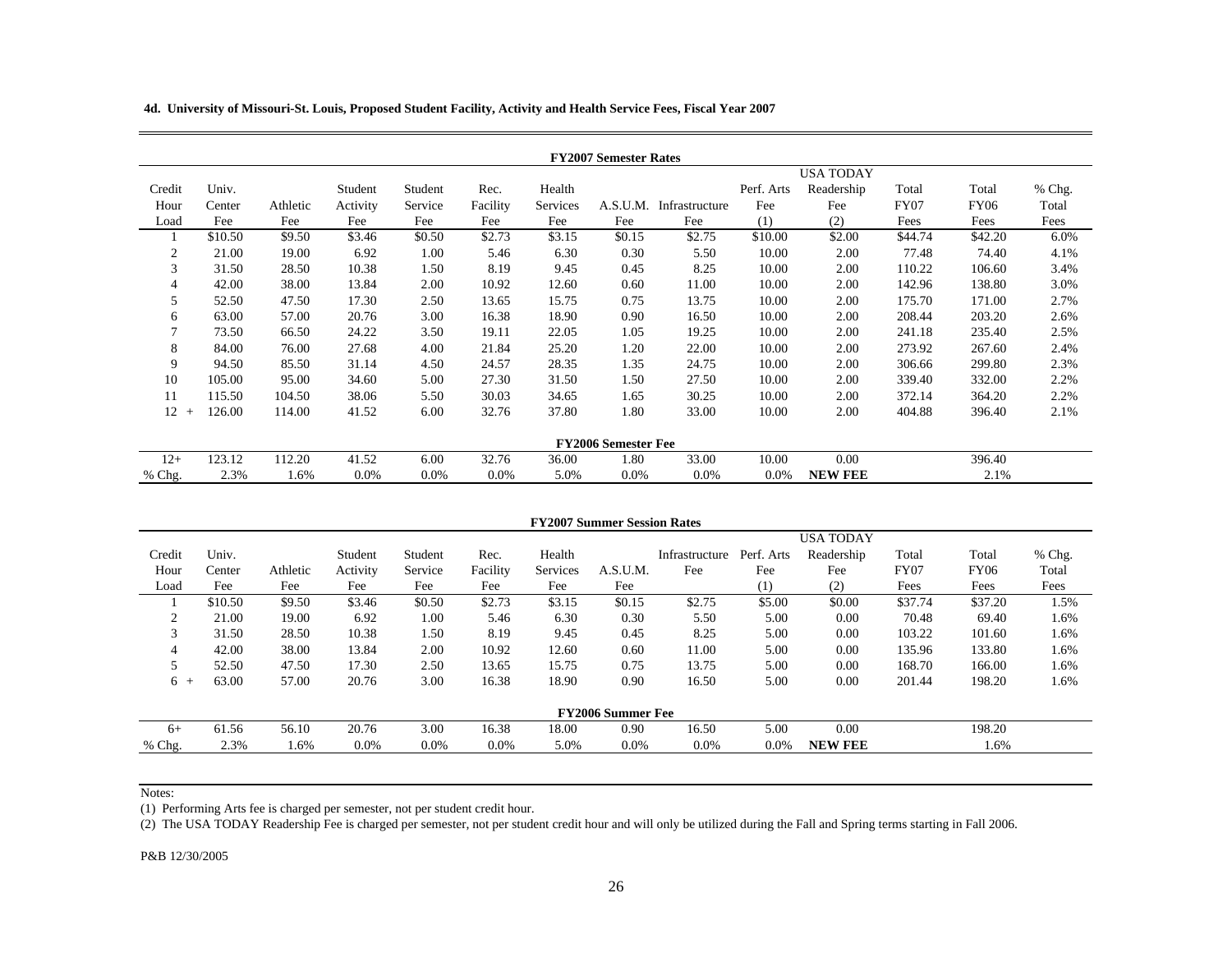**4d. University of Missouri-St. Louis, Proposed Student Facility, Activity and Health Service Fees, Fiscal Year 2007**

**FY2007 Semester Rates**

| Credit Hour Load | Univ. Center Fee | Athletic Fee | Student Activity Fee | Student Service Fee | Rec. Facility Fee | Health Services Fee | A.S.U.M. Fee | Infrastructure Fee | Perf. Arts Fee (1) | USA TODAY Readership Fee (2) | Total FY07 Fees | Total FY06 Fees | % Chg. Total Fees |
|---|---|---|---|---|---|---|---|---|---|---|---|---|---|
| 1 | $10.50 | $9.50 | $3.46 | $0.50 | $2.73 | $3.15 | $0.15 | $2.75 | $10.00 | $2.00 | $44.74 | $42.20 | 6.0% |
| 2 | 21.00 | 19.00 | 6.92 | 1.00 | 5.46 | 6.30 | 0.30 | 5.50 | 10.00 | 2.00 | 77.48 | 74.40 | 4.1% |
| 3 | 31.50 | 28.50 | 10.38 | 1.50 | 8.19 | 9.45 | 0.45 | 8.25 | 10.00 | 2.00 | 110.22 | 106.60 | 3.4% |
| 4 | 42.00 | 38.00 | 13.84 | 2.00 | 10.92 | 12.60 | 0.60 | 11.00 | 10.00 | 2.00 | 142.96 | 138.80 | 3.0% |
| 5 | 52.50 | 47.50 | 17.30 | 2.50 | 13.65 | 15.75 | 0.75 | 13.75 | 10.00 | 2.00 | 175.70 | 171.00 | 2.7% |
| 6 | 63.00 | 57.00 | 20.76 | 3.00 | 16.38 | 18.90 | 0.90 | 16.50 | 10.00 | 2.00 | 208.44 | 203.20 | 2.6% |
| 7 | 73.50 | 66.50 | 24.22 | 3.50 | 19.11 | 22.05 | 1.05 | 19.25 | 10.00 | 2.00 | 241.18 | 235.40 | 2.5% |
| 8 | 84.00 | 76.00 | 27.68 | 4.00 | 21.84 | 25.20 | 1.20 | 22.00 | 10.00 | 2.00 | 273.92 | 267.60 | 2.4% |
| 9 | 94.50 | 85.50 | 31.14 | 4.50 | 24.57 | 28.35 | 1.35 | 24.75 | 10.00 | 2.00 | 306.66 | 299.80 | 2.3% |
| 10 | 105.00 | 95.00 | 34.60 | 5.00 | 27.30 | 31.50 | 1.50 | 27.50 | 10.00 | 2.00 | 339.40 | 332.00 | 2.2% |
| 11 | 115.50 | 104.50 | 38.06 | 5.50 | 30.03 | 34.65 | 1.65 | 30.25 | 10.00 | 2.00 | 372.14 | 364.20 | 2.2% |
| 12 + | 126.00 | 114.00 | 41.52 | 6.00 | 32.76 | 37.80 | 1.80 | 33.00 | 10.00 | 2.00 | 404.88 | 396.40 | 2.1% |

**FY2006 Semester Fee**

| Credit Hour Load | Univ. Center Fee | Athletic Fee | Student Activity Fee | Student Service Fee | Rec. Facility Fee | Health Services Fee | A.S.U.M. Fee | Infrastructure Fee | Perf. Arts Fee (1) | USA TODAY Readership Fee (2) | Total FY07 Fees | Total FY06 Fees | % Chg. Total Fees |
|---|---|---|---|---|---|---|---|---|---|---|---|---|---|
| 12+ | 123.12 | 112.20 | 41.52 | 6.00 | 32.76 | 36.00 | 1.80 | 33.00 | 10.00 | 0.00 | | 396.40 | |
| % Chg. | 2.3% | 1.6% | 0.0% | 0.0% | 0.0% | 5.0% | 0.0% | 0.0% | 0.0% | **NEW FEE** | | 2.1% | |

**FY2007 Summer Session Rates**

| Credit Hour Load | Univ. Center Fee | Athletic Fee | Student Activity Fee | Student Service Fee | Rec. Facility Fee | Health Services Fee | A.S.U.M. Fee | Infrastructure Fee | Perf. Arts Fee (1) | USA TODAY Readership Fee (2) | Total FY07 Fees | Total FY06 Fees | % Chg. Total Fees |
|---|---|---|---|---|---|---|---|---|---|---|---|---|---|
| 1 | $10.50 | $9.50 | $3.46 | $0.50 | $2.73 | $3.15 | $0.15 | $2.75 | $5.00 | $0.00 | $37.74 | $37.20 | 1.5% |
| 2 | 21.00 | 19.00 | 6.92 | 1.00 | 5.46 | 6.30 | 0.30 | 5.50 | 5.00 | 0.00 | 70.48 | 69.40 | 1.6% |
| 3 | 31.50 | 28.50 | 10.38 | 1.50 | 8.19 | 9.45 | 0.45 | 8.25 | 5.00 | 0.00 | 103.22 | 101.60 | 1.6% |
| 4 | 42.00 | 38.00 | 13.84 | 2.00 | 10.92 | 12.60 | 0.60 | 11.00 | 5.00 | 0.00 | 135.96 | 133.80 | 1.6% |
| 5 | 52.50 | 47.50 | 17.30 | 2.50 | 13.65 | 15.75 | 0.75 | 13.75 | 5.00 | 0.00 | 168.70 | 166.00 | 1.6% |
| 6 + | 63.00 | 57.00 | 20.76 | 3.00 | 16.38 | 18.90 | 0.90 | 16.50 | 5.00 | 0.00 | 201.44 | 198.20 | 1.6% |

**FY2006 Summer Fee**

| Credit Hour Load | Univ. Center Fee | Athletic Fee | Student Activity Fee | Student Service Fee | Rec. Facility Fee | Health Services Fee | A.S.U.M. Fee | Infrastructure Fee | Perf. Arts Fee (1) | USA TODAY Readership Fee (2) | Total FY07 Fees | Total FY06 Fees | % Chg. Total Fees |
|---|---|---|---|---|---|---|---|---|---|---|---|---|---|
| 6+ | 61.56 | 56.10 | 20.76 | 3.00 | 16.38 | 18.00 | 0.90 | 16.50 | 5.00 | 0.00 | | 198.20 | |
| % Chg. | 2.3% | 1.6% | 0.0% | 0.0% | 0.0% | 5.0% | 0.0% | 0.0% | 0.0% | **NEW FEE** | | 1.6% | |

Notes:

(1) Performing Arts fee is charged per semester, not per student credit hour.

(2) The USA TODAY Readership Fee is charged per semester, not per student credit hour and will only be utilized during the Fall and Spring terms starting in Fall 2006.

P&B 12/30/2005